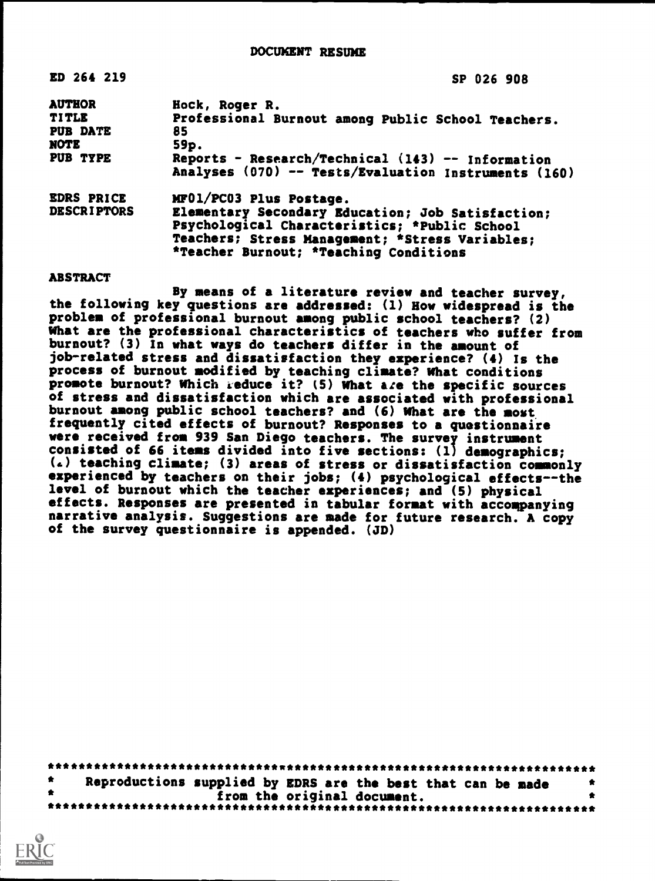DOCUMENT RESUME

| | |
|---|---|
| ED 264 219 | SP 026 908 |
| AUTHOR | Hock, Roger R. |
| TITLE | Professional Burnout among Public School Teachers. |
| PUB DATE | 85 |
| NOTE | 59p. |
| PUB TYPE | Reports - Research/Technical (143) -- Information Analyses (070) -- Tests/Evaluation Instruments (160) |
| EDRS PRICE | MF01/PC03 Plus Postage. |
| DESCRIPTORS | Elementary Secondary Education; Job Satisfaction; Psychological Characteristics; *Public School Teachers; Stress Management; *Stress Variables; *Teacher Burnout; *Teaching Conditions |

ABSTRACT

By means of a literature review and teacher survey, the following key questions are addressed: (1) How widespread is the problem of professional burnout among public school teachers? (2) What are the professional characteristics of teachers who suffer from burnout? (3) In what ways do teachers differ in the amount of job-related stress and dissatisfaction they experience? (4) Is the process of burnout modified by teaching climate? What conditions promote burnout? Which reduce it? (5) What are the specific sources of stress and dissatisfaction which are associated with professional burnout among public school teachers? and (6) What are the most frequently cited effects of burnout? Responses to a questionnaire were received from 939 San Diego teachers. The survey instrument consisted of 66 items divided into five sections: (1) demographics; (2) teaching climate; (3) areas of stress or dissatisfaction commonly experienced by teachers on their jobs; (4) psychological effects--the level of burnout which the teacher experiences; and (5) physical effects. Responses are presented in tabular format with accompanying narrative analysis. Suggestions are made for future research. A copy of the survey questionnaire is appended. (JD)

***********************************************************************
* Reproductions supplied by EDRS are the best that can be made *
* from the original document. *
***********************************************************************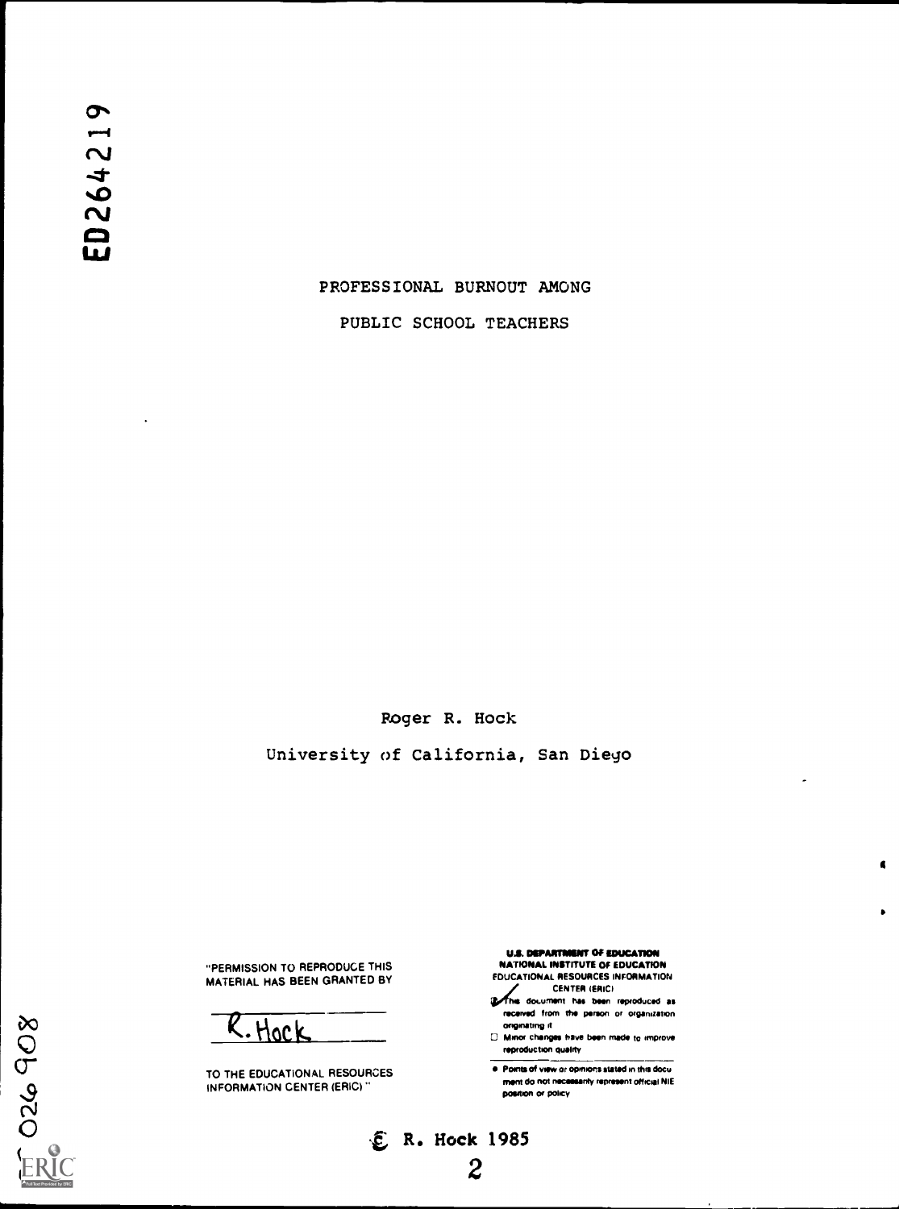ED264219

# PROFESSIONAL BURNOUT AMONG PUBLIC SCHOOL TEACHERS

Roger R. Hock

University of California, San Diego

"PERMISSION TO REPRODUCE THIS MATERIAL HAS BEEN GRANTED BY

R. Hock

TO THE EDUCATIONAL RESOURCES INFORMATION CENTER (ERIC)."

U.S. DEPARTMENT OF EDUCATION
NATIONAL INSTITUTE OF EDUCATION
EDUCATIONAL RESOURCES INFORMATION CENTER (ERIC)

- ☑ This document has been reproduced as received from the person or organization originating it
- ☐ Minor changes have been made to improve reproduction quality
- Points of view or opinions stated in this document do not necessarily represent official NIE position or policy

© R. Hock 1985

026 908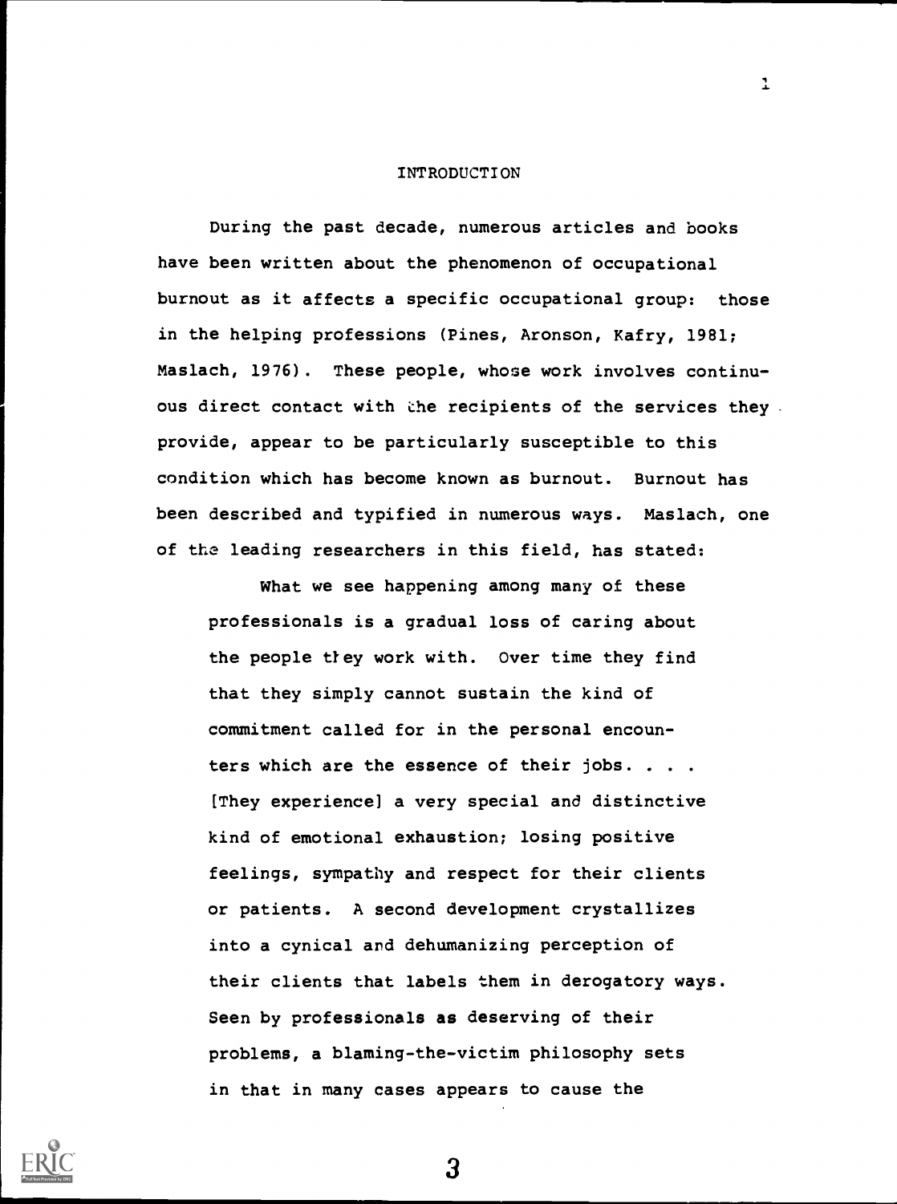# INTRODUCTION

During the past decade, numerous articles and books have been written about the phenomenon of occupational burnout as it affects a specific occupational group: those in the helping professions (Pines, Aronson, Kafry, 1981; Maslach, 1976). These people, whose work involves continuous direct contact with the recipients of the services they provide, appear to be particularly susceptible to this condition which has become known as burnout. Burnout has been described and typified in numerous ways. Maslach, one of the leading researchers in this field, has stated:

> What we see happening among many of these professionals is a gradual loss of caring about the people they work with. Over time they find that they simply cannot sustain the kind of commitment called for in the personal encounters which are the essence of their jobs. . . . [They experience] a very special and distinctive kind of emotional exhaustion; losing positive feelings, sympathy and respect for their clients or patients. A second development crystallizes into a cynical and dehumanizing perception of their clients that labels them in derogatory ways. Seen by professionals as deserving of their problems, a blaming-the-victim philosophy sets in that in many cases appears to cause the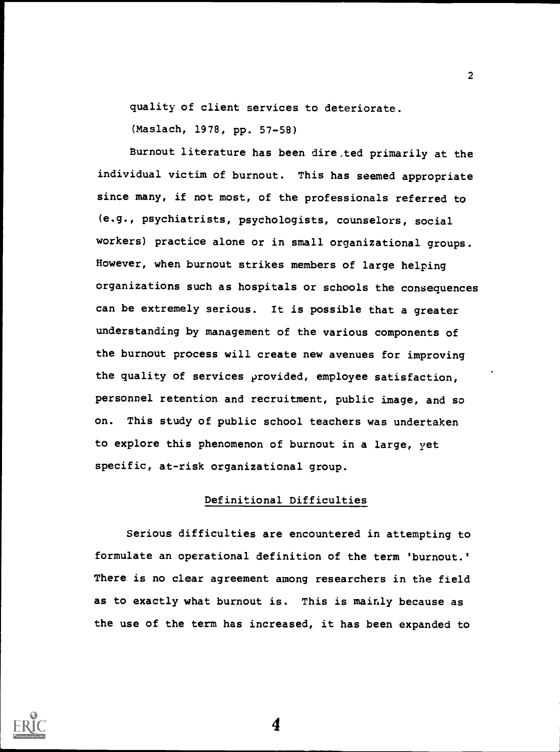quality of client services to deteriorate.

(Maslach, 1978, pp. 57-58)

Burnout literature has been directed primarily at the individual victim of burnout. This has seemed appropriate since many, if not most, of the professionals referred to (e.g., psychiatrists, psychologists, counselors, social workers) practice alone or in small organizational groups. However, when burnout strikes members of large helping organizations such as hospitals or schools the consequences can be extremely serious. It is possible that a greater understanding by management of the various components of the burnout process will create new avenues for improving the quality of services provided, employee satisfaction, personnel retention and recruitment, public image, and so on. This study of public school teachers was undertaken to explore this phenomenon of burnout in a large, yet specific, at-risk organizational group.

## Definitional Difficulties

Serious difficulties are encountered in attempting to formulate an operational definition of the term 'burnout.' There is no clear agreement among researchers in the field as to exactly what burnout is. This is mainly because as the use of the term has increased, it has been expanded to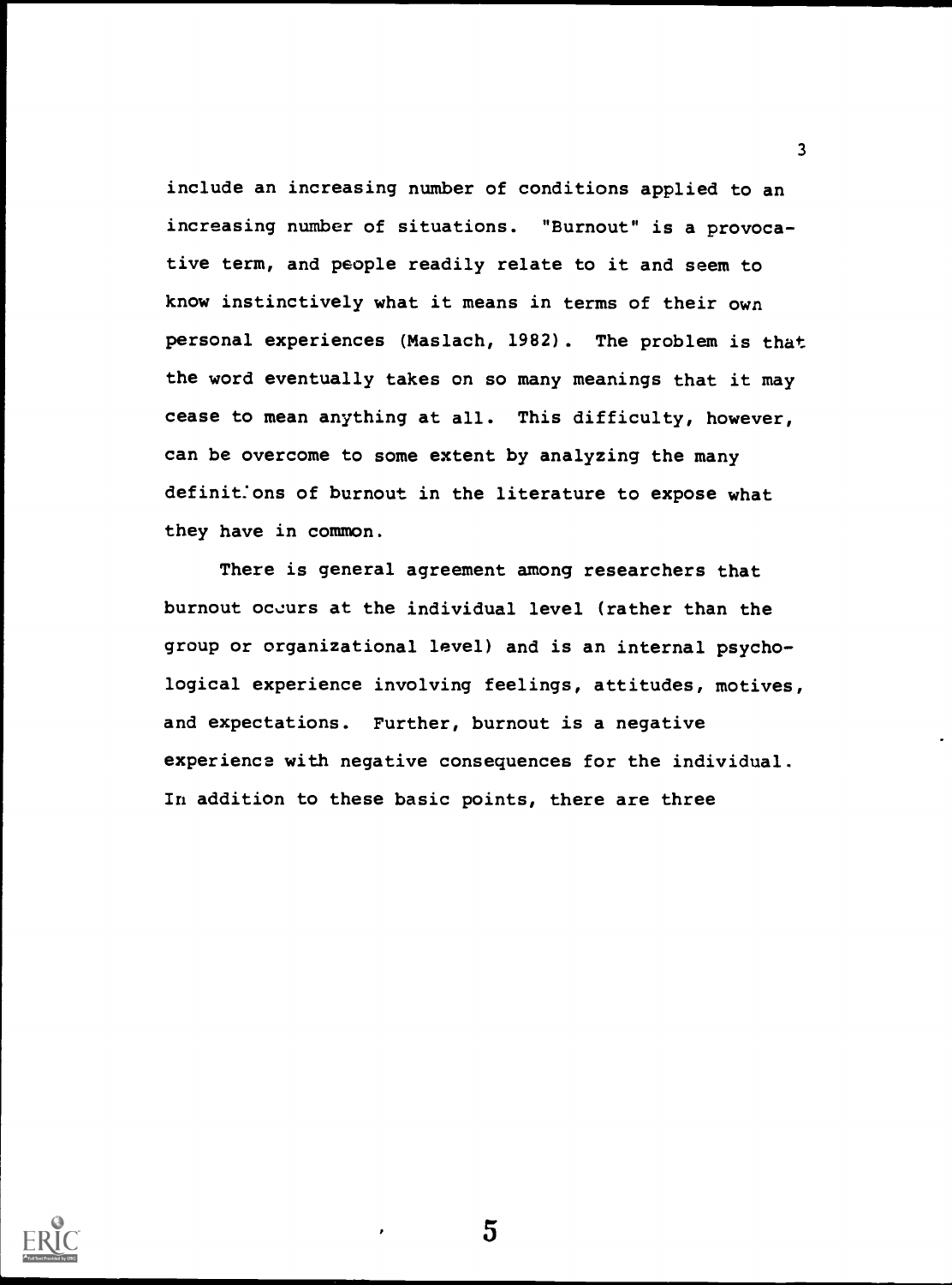include an increasing number of conditions applied to an increasing number of situations. "Burnout" is a provocative term, and people readily relate to it and seem to know instinctively what it means in terms of their own personal experiences (Maslach, 1982). The problem is that the word eventually takes on so many meanings that it may cease to mean anything at all. This difficulty, however, can be overcome to some extent by analyzing the many definitions of burnout in the literature to expose what they have in common.

There is general agreement among researchers that burnout occurs at the individual level (rather than the group or organizational level) and is an internal psychological experience involving feelings, attitudes, motives, and expectations. Further, burnout is a negative experience with negative consequences for the individual. In addition to these basic points, there are three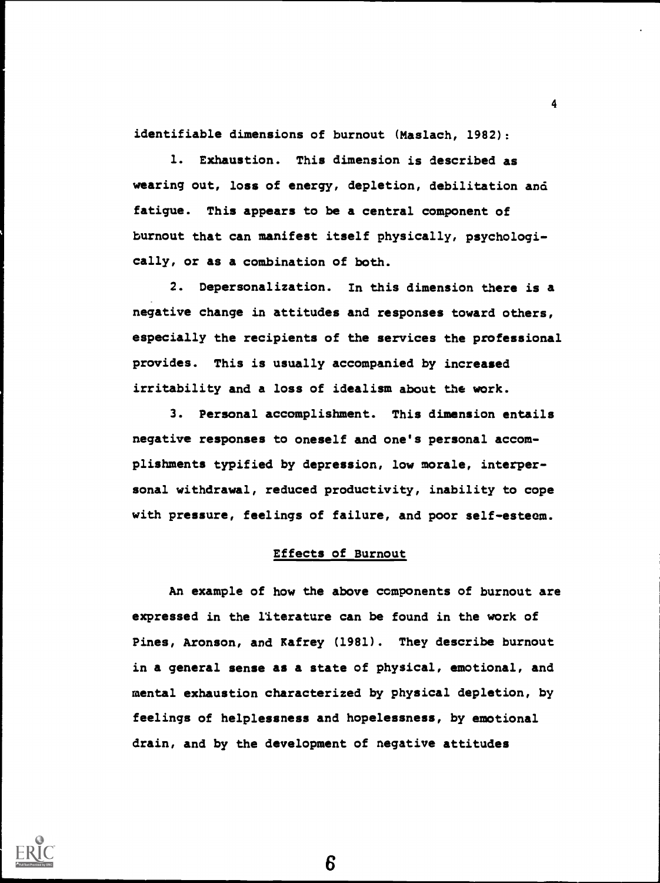identifiable dimensions of burnout (Maslach, 1982):

1. Exhaustion. This dimension is described as wearing out, loss of energy, depletion, debilitation and fatigue. This appears to be a central component of burnout that can manifest itself physically, psychologically, or as a combination of both.

2. Depersonalization. In this dimension there is a negative change in attitudes and responses toward others, especially the recipients of the services the professional provides. This is usually accompanied by increased irritability and a loss of idealism about the work.

3. Personal accomplishment. This dimension entails negative responses to oneself and one's personal accomplishments typified by depression, low morale, interpersonal withdrawal, reduced productivity, inability to cope with pressure, feelings of failure, and poor self-esteem.

## Effects of Burnout

An example of how the above components of burnout are expressed in the literature can be found in the work of Pines, Aronson, and Kafrey (1981). They describe burnout in a general sense as a state of physical, emotional, and mental exhaustion characterized by physical depletion, by feelings of helplessness and hopelessness, by emotional drain, and by the development of negative attitudes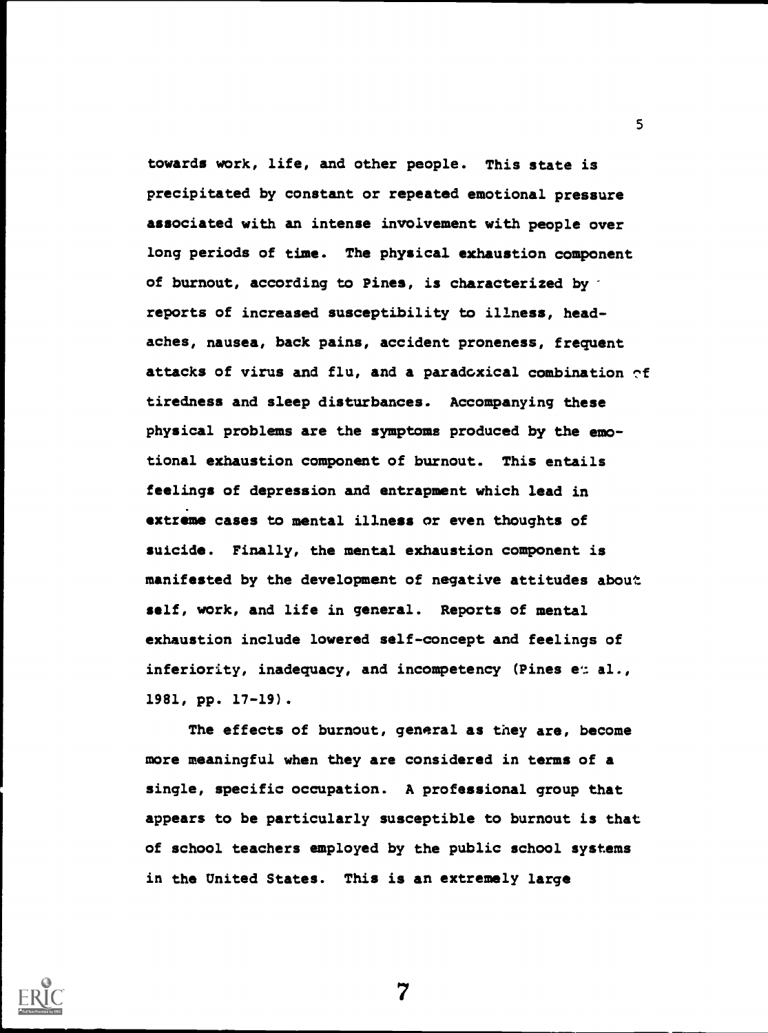towards work, life, and other people. This state is precipitated by constant or repeated emotional pressure associated with an intense involvement with people over long periods of time. The physical exhaustion component of burnout, according to Pines, is characterized by reports of increased susceptibility to illness, headaches, nausea, back pains, accident proneness, frequent attacks of virus and flu, and a paradoxical combination of tiredness and sleep disturbances. Accompanying these physical problems are the symptoms produced by the emotional exhaustion component of burnout. This entails feelings of depression and entrapment which lead in extreme cases to mental illness or even thoughts of suicide. Finally, the mental exhaustion component is manifested by the development of negative attitudes about self, work, and life in general. Reports of mental exhaustion include lowered self-concept and feelings of inferiority, inadequacy, and incompetency (Pines et al., 1981, pp. 17-19).

The effects of burnout, general as they are, become more meaningful when they are considered in terms of a single, specific occupation. A professional group that appears to be particularly susceptible to burnout is that of school teachers employed by the public school systems in the United States. This is an extremely large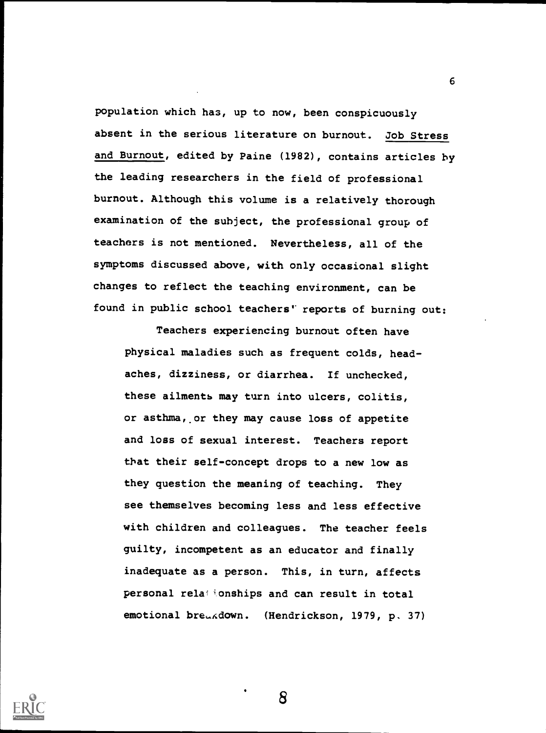population which has, up to now, been conspicuously absent in the serious literature on burnout. Job Stress and Burnout, edited by Paine (1982), contains articles by the leading researchers in the field of professional burnout. Although this volume is a relatively thorough examination of the subject, the professional group of teachers is not mentioned. Nevertheless, all of the symptoms discussed above, with only occasional slight changes to reflect the teaching environment, can be found in public school teachers' reports of burning out:

> Teachers experiencing burnout often have physical maladies such as frequent colds, headaches, dizziness, or diarrhea. If unchecked, these ailments may turn into ulcers, colitis, or asthma, or they may cause loss of appetite and loss of sexual interest. Teachers report that their self-concept drops to a new low as they question the meaning of teaching. They see themselves becoming less and less effective with children and colleagues. The teacher feels guilty, incompetent as an educator and finally inadequate as a person. This, in turn, affects personal relationships and can result in total emotional breakdown. (Hendrickson, 1979, p. 37)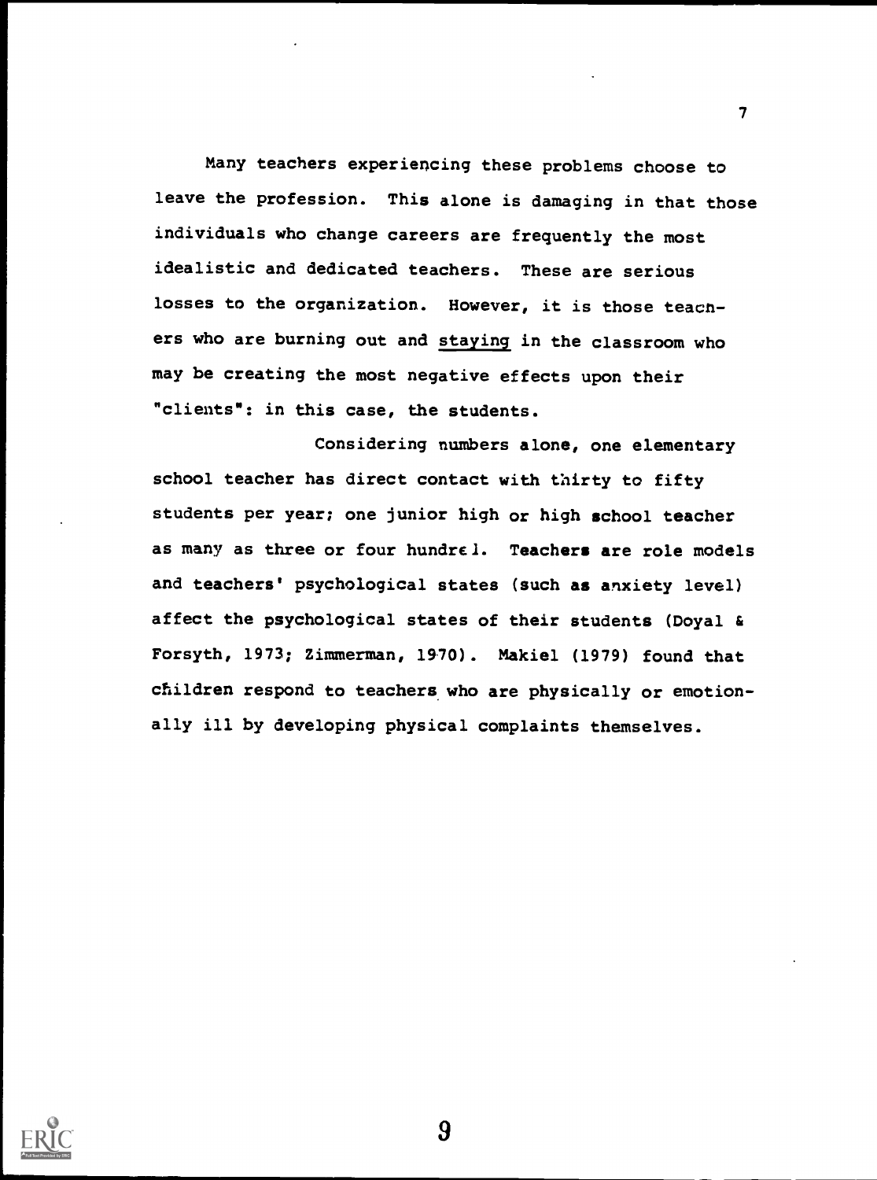Many teachers experiencing these problems choose to leave the profession. This alone is damaging in that those individuals who change careers are frequently the most idealistic and dedicated teachers. These are serious losses to the organization. However, it is those teachers who are burning out and staying in the classroom who may be creating the most negative effects upon their "clients": in this case, the students.

Considering numbers alone, one elementary school teacher has direct contact with thirty to fifty students per year; one junior high or high school teacher as many as three or four hundred. Teachers are role models and teachers' psychological states (such as anxiety level) affect the psychological states of their students (Doyal & Forsyth, 1973; Zimmerman, 1970). Makiel (1979) found that children respond to teachers who are physically or emotionally ill by developing physical complaints themselves.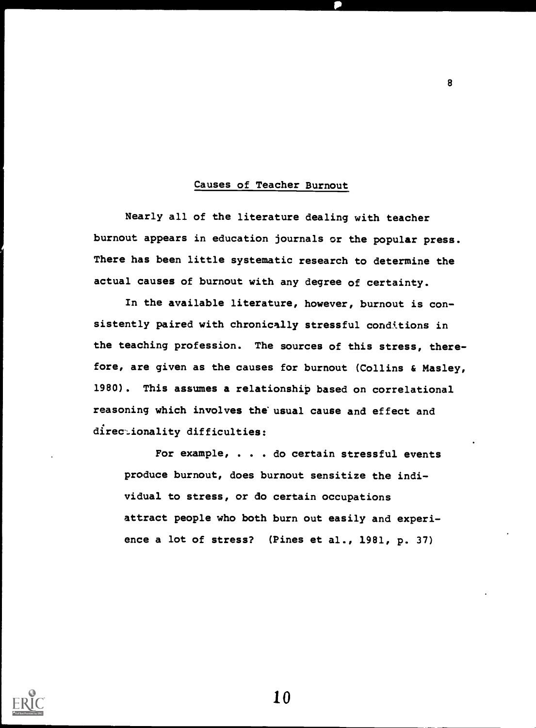## Causes of Teacher Burnout

Nearly all of the literature dealing with teacher burnout appears in education journals or the popular press. There has been little systematic research to determine the actual causes of burnout with any degree of certainty.

In the available literature, however, burnout is consistently paired with chronically stressful conditions in the teaching profession. The sources of this stress, therefore, are given as the causes for burnout (Collins & Masley, 1980). This assumes a relationship based on correlational reasoning which involves the usual cause and effect and directionality difficulties:

> For example, . . . do certain stressful events produce burnout, does burnout sensitize the individual to stress, or do certain occupations attract people who both burn out easily and experience a lot of stress? (Pines et al., 1981, p. 37)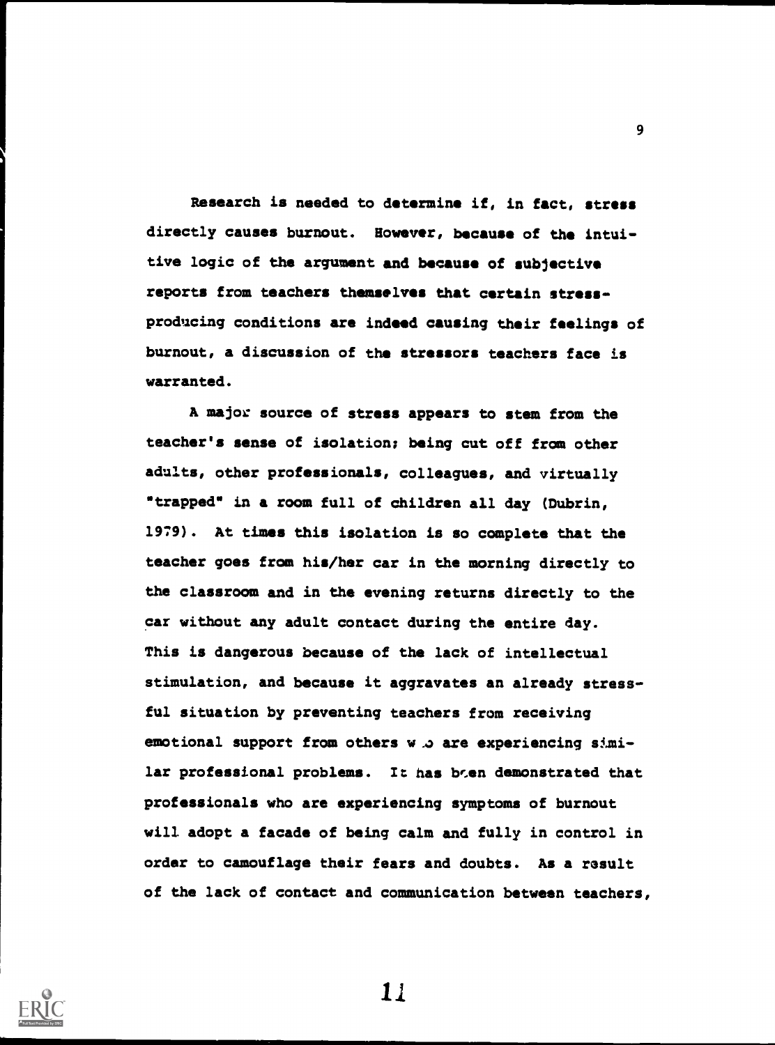Research is needed to determine if, in fact, stress directly causes burnout. However, because of the intuitive logic of the argument and because of subjective reports from teachers themselves that certain stress-producing conditions are indeed causing their feelings of burnout, a discussion of the stressors teachers face is warranted.

A major source of stress appears to stem from the teacher's sense of isolation; being cut off from other adults, other professionals, colleagues, and virtually "trapped" in a room full of children all day (Dubrin, 1979). At times this isolation is so complete that the teacher goes from his/her car in the morning directly to the classroom and in the evening returns directly to the car without any adult contact during the entire day. This is dangerous because of the lack of intellectual stimulation, and because it aggravates an already stressful situation by preventing teachers from receiving emotional support from others who are experiencing similar professional problems. It has been demonstrated that professionals who are experiencing symptoms of burnout will adopt a facade of being calm and fully in control in order to camouflage their fears and doubts. As a result of the lack of contact and communication between teachers,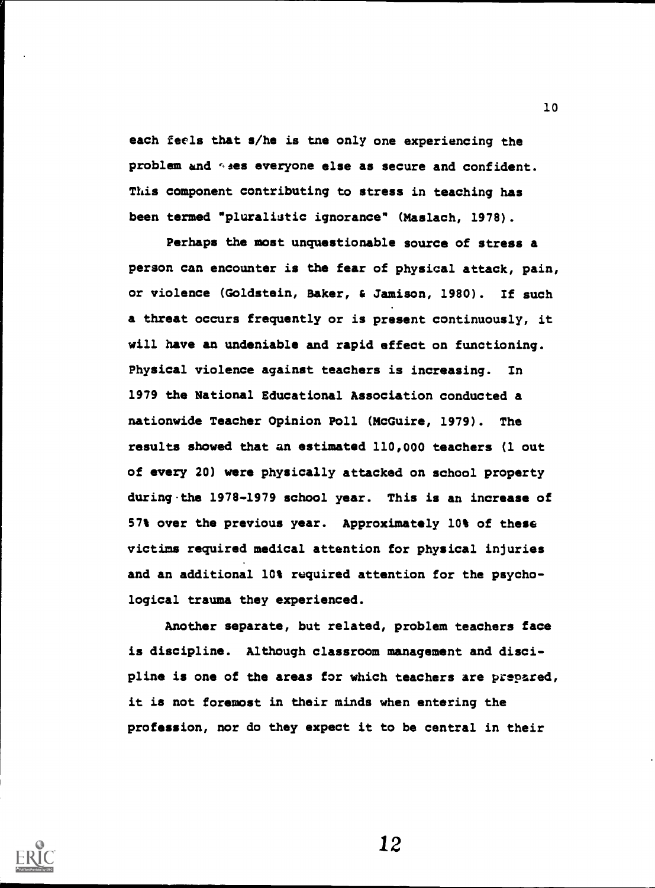each feels that s/he is the only one experiencing the problem and sees everyone else as secure and confident. This component contributing to stress in teaching has been termed "pluralistic ignorance" (Maslach, 1978).

Perhaps the most unquestionable source of stress a person can encounter is the fear of physical attack, pain, or violence (Goldstein, Baker, & Jamison, 1980). If such a threat occurs frequently or is present continuously, it will have an undeniable and rapid effect on functioning. Physical violence against teachers is increasing. In 1979 the National Educational Association conducted a nationwide Teacher Opinion Poll (McGuire, 1979). The results showed that an estimated 110,000 teachers (1 out of every 20) were physically attacked on school property during the 1978-1979 school year. This is an increase of 57% over the previous year. Approximately 10% of these victims required medical attention for physical injuries and an additional 10% required attention for the psychological trauma they experienced.

Another separate, but related, problem teachers face is discipline. Although classroom management and discipline is one of the areas for which teachers are prepared, it is not foremost in their minds when entering the profession, nor do they expect it to be central in their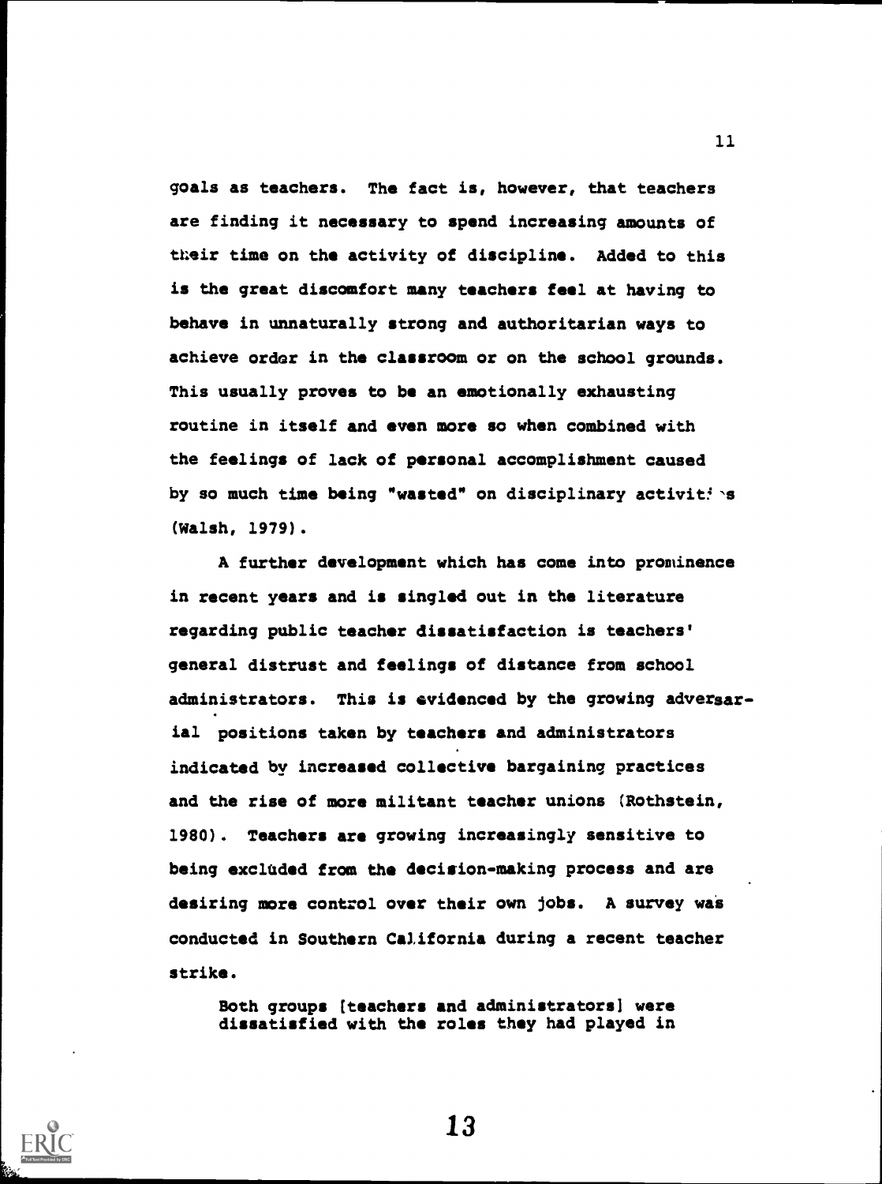goals as teachers. The fact is, however, that teachers are finding it necessary to spend increasing amounts of their time on the activity of discipline. Added to this is the great discomfort many teachers feel at having to behave in unnaturally strong and authoritarian ways to achieve order in the classroom or on the school grounds. This usually proves to be an emotionally exhausting routine in itself and even more so when combined with the feelings of lack of personal accomplishment caused by so much time being "wasted" on disciplinary activities (Walsh, 1979).

A further development which has come into prominence in recent years and is singled out in the literature regarding public teacher dissatisfaction is teachers' general distrust and feelings of distance from school administrators. This is evidenced by the growing adversarial positions taken by teachers and administrators indicated by increased collective bargaining practices and the rise of more militant teacher unions (Rothstein, 1980). Teachers are growing increasingly sensitive to being excluded from the decision-making process and are desiring more control over their own jobs. A survey was conducted in Southern California during a recent teacher strike.

> Both groups [teachers and administrators] were dissatisfied with the roles they had played in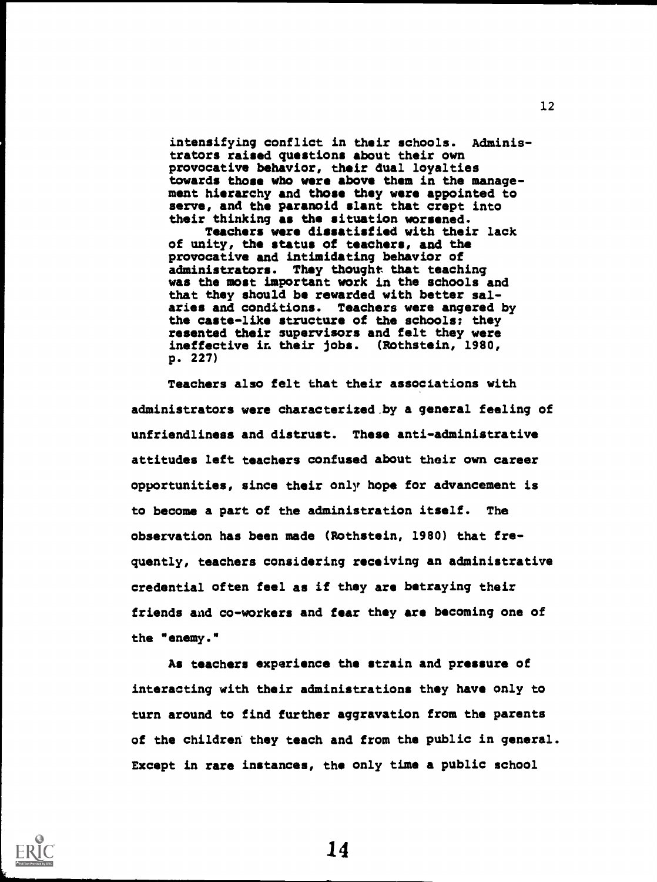> intensifying conflict in their schools. Administrators raised questions about their own provocative behavior, their dual loyalties towards those who were above them in the management hierarchy and those they were appointed to serve, and the paranoid slant that crept into their thinking as the situation worsened.
>
> Teachers were dissatisfied with their lack of unity, the status of teachers, and the provocative and intimidating behavior of administrators. They thought that teaching was the most important work in the schools and that they should be rewarded with better salaries and conditions. Teachers were angered by the caste-like structure of the schools; they resented their supervisors and felt they were ineffective in their jobs. (Rothstein, 1980, p. 227)

Teachers also felt that their associations with administrators were characterized by a general feeling of unfriendliness and distrust. These anti-administrative attitudes left teachers confused about their own career opportunities, since their only hope for advancement is to become a part of the administration itself. The observation has been made (Rothstein, 1980) that frequently, teachers considering receiving an administrative credential often feel as if they are betraying their friends and co-workers and fear they are becoming one of the "enemy."

As teachers experience the strain and pressure of interacting with their administrations they have only to turn around to find further aggravation from the parents of the children they teach and from the public in general. Except in rare instances, the only time a public school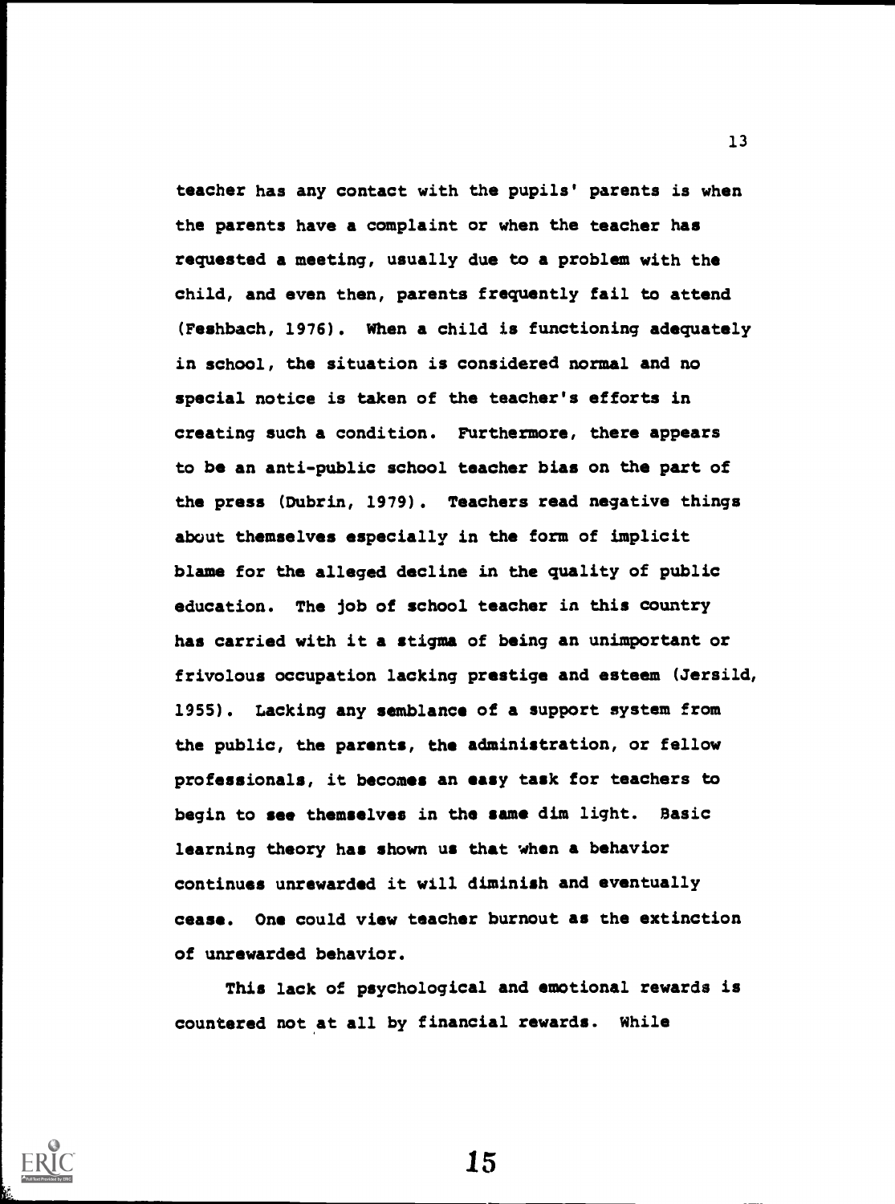teacher has any contact with the pupils' parents is when the parents have a complaint or when the teacher has requested a meeting, usually due to a problem with the child, and even then, parents frequently fail to attend (Feshbach, 1976). When a child is functioning adequately in school, the situation is considered normal and no special notice is taken of the teacher's efforts in creating such a condition. Furthermore, there appears to be an anti-public school teacher bias on the part of the press (Dubrin, 1979). Teachers read negative things about themselves especially in the form of implicit blame for the alleged decline in the quality of public education. The job of school teacher in this country has carried with it a stigma of being an unimportant or frivolous occupation lacking prestige and esteem (Jersild, 1955). Lacking any semblance of a support system from the public, the parents, the administration, or fellow professionals, it becomes an easy task for teachers to begin to see themselves in the same dim light. Basic learning theory has shown us that when a behavior continues unrewarded it will diminish and eventually cease. One could view teacher burnout as the extinction of unrewarded behavior.

This lack of psychological and emotional rewards is countered not at all by financial rewards. While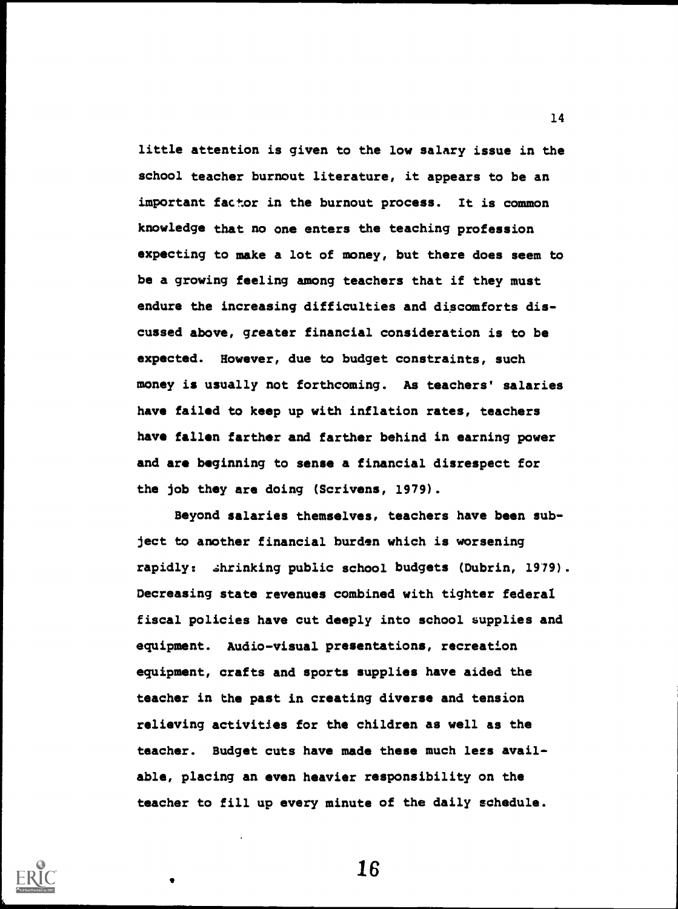little attention is given to the low salary issue in the school teacher burnout literature, it appears to be an important factor in the burnout process. It is common knowledge that no one enters the teaching profession expecting to make a lot of money, but there does seem to be a growing feeling among teachers that if they must endure the increasing difficulties and discomforts discussed above, greater financial consideration is to be expected. However, due to budget constraints, such money is usually not forthcoming. As teachers' salaries have failed to keep up with inflation rates, teachers have fallen farther and farther behind in earning power and are beginning to sense a financial disrespect for the job they are doing (Scrivens, 1979).

Beyond salaries themselves, teachers have been subject to another financial burden which is worsening rapidly: shrinking public school budgets (Dubrin, 1979). Decreasing state revenues combined with tighter federal fiscal policies have cut deeply into school supplies and equipment. Audio-visual presentations, recreation equipment, crafts and sports supplies have aided the teacher in the past in creating diverse and tension relieving activities for the children as well as the teacher. Budget cuts have made these much less available, placing an even heavier responsibility on the teacher to fill up every minute of the daily schedule.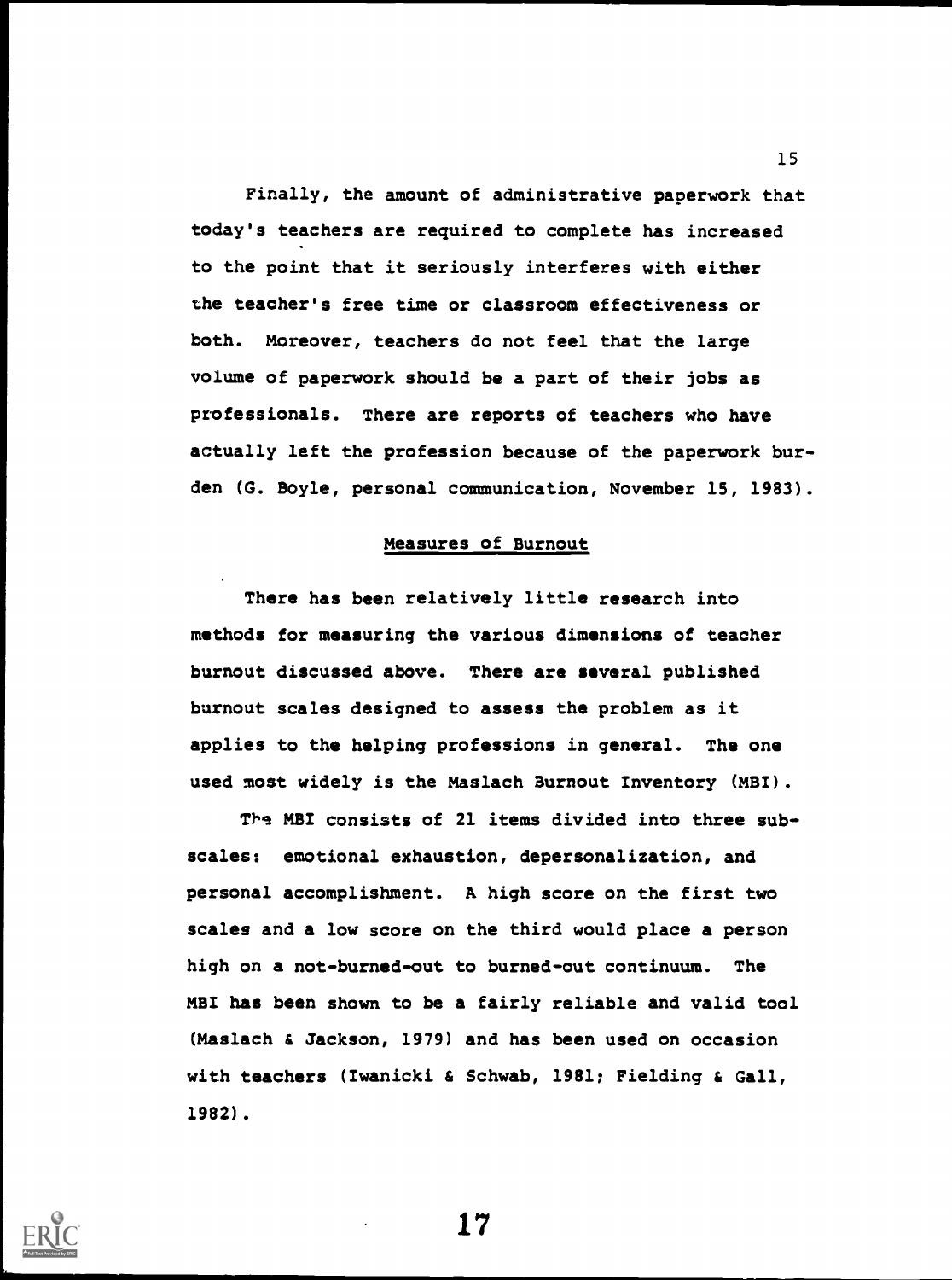Finally, the amount of administrative paperwork that today's teachers are required to complete has increased to the point that it seriously interferes with either the teacher's free time or classroom effectiveness or both. Moreover, teachers do not feel that the large volume of paperwork should be a part of their jobs as professionals. There are reports of teachers who have actually left the profession because of the paperwork burden (G. Boyle, personal communication, November 15, 1983).

## Measures of Burnout

There has been relatively little research into methods for measuring the various dimensions of teacher burnout discussed above. There are several published burnout scales designed to assess the problem as it applies to the helping professions in general. The one used most widely is the Maslach Burnout Inventory (MBI).

The MBI consists of 21 items divided into three subscales: emotional exhaustion, depersonalization, and personal accomplishment. A high score on the first two scales and a low score on the third would place a person high on a not-burned-out to burned-out continuum. The MBI has been shown to be a fairly reliable and valid tool (Maslach & Jackson, 1979) and has been used on occasion with teachers (Iwanicki & Schwab, 1981; Fielding & Gall, 1982).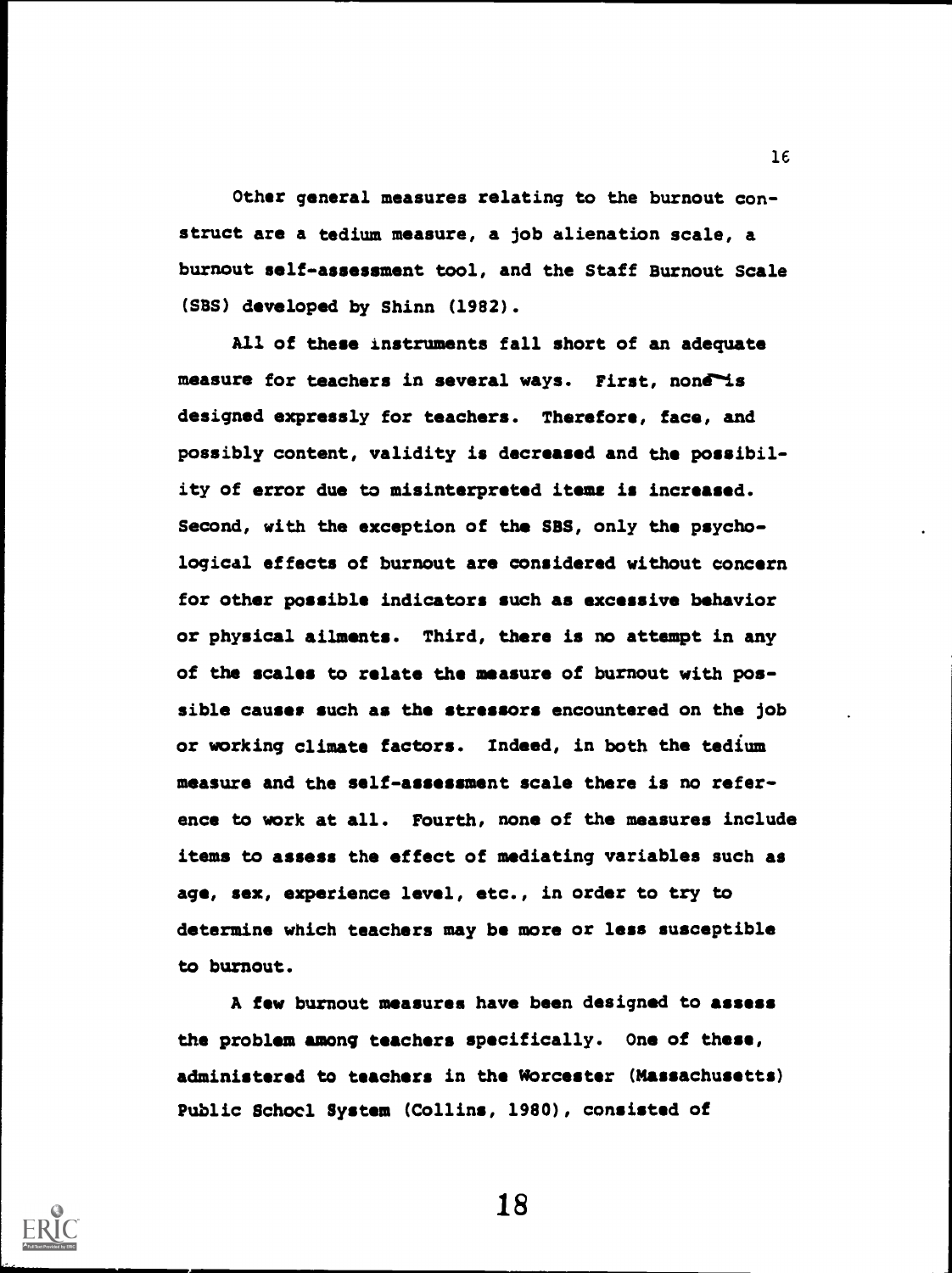Other general measures relating to the burnout construct are a tedium measure, a job alienation scale, a burnout self-assessment tool, and the Staff Burnout Scale (SBS) developed by Shinn (1982).

All of these instruments fall short of an adequate measure for teachers in several ways. First, none is designed expressly for teachers. Therefore, face, and possibly content, validity is decreased and the possibility of error due to misinterpreted items is increased. Second, with the exception of the SBS, only the psychological effects of burnout are considered without concern for other possible indicators such as excessive behavior or physical ailments. Third, there is no attempt in any of the scales to relate the measure of burnout with possible causes such as the stressors encountered on the job or working climate factors. Indeed, in both the tedium measure and the self-assessment scale there is no reference to work at all. Fourth, none of the measures include items to assess the effect of mediating variables such as age, sex, experience level, etc., in order to try to determine which teachers may be more or less susceptible to burnout.

A few burnout measures have been designed to assess the problem among teachers specifically. One of these, administered to teachers in the Worcester (Massachusetts) Public School System (Collins, 1980), consisted of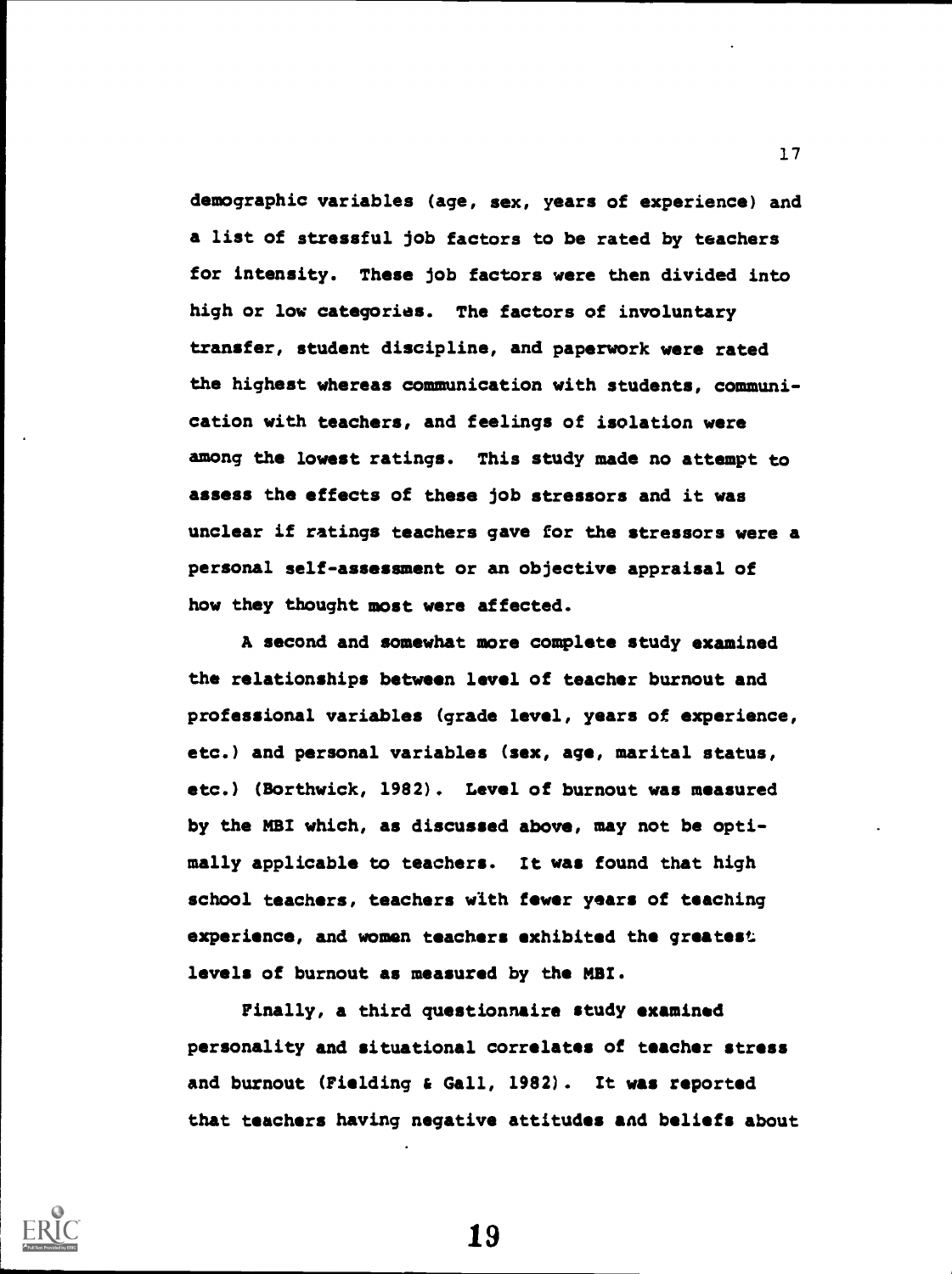demographic variables (age, sex, years of experience) and a list of stressful job factors to be rated by teachers for intensity. These job factors were then divided into high or low categories. The factors of involuntary transfer, student discipline, and paperwork were rated the highest whereas communication with students, communication with teachers, and feelings of isolation were among the lowest ratings. This study made no attempt to assess the effects of these job stressors and it was unclear if ratings teachers gave for the stressors were a personal self-assessment or an objective appraisal of how they thought most were affected.

A second and somewhat more complete study examined the relationships between level of teacher burnout and professional variables (grade level, years of experience, etc.) and personal variables (sex, age, marital status, etc.) (Borthwick, 1982). Level of burnout was measured by the MBI which, as discussed above, may not be optimally applicable to teachers. It was found that high school teachers, teachers with fewer years of teaching experience, and women teachers exhibited the greatest levels of burnout as measured by the MBI.

Finally, a third questionnaire study examined personality and situational correlates of teacher stress and burnout (Fielding & Gall, 1982). It was reported that teachers having negative attitudes and beliefs about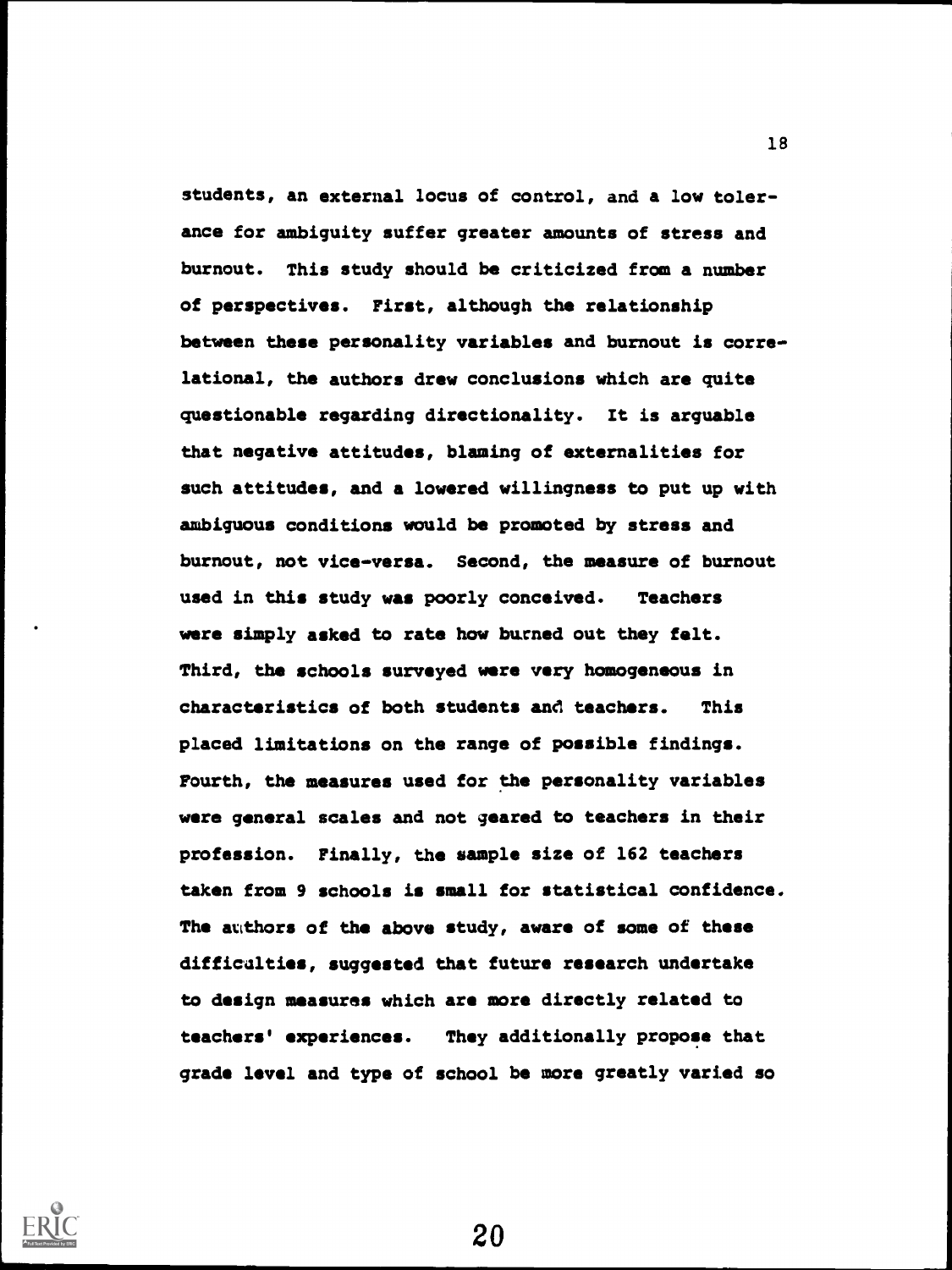students, an external locus of control, and a low tolerance for ambiguity suffer greater amounts of stress and burnout. This study should be criticized from a number of perspectives. First, although the relationship between these personality variables and burnout is correlational, the authors drew conclusions which are quite questionable regarding directionality. It is arguable that negative attitudes, blaming of externalities for such attitudes, and a lowered willingness to put up with ambiguous conditions would be promoted by stress and burnout, not vice-versa. Second, the measure of burnout used in this study was poorly conceived. Teachers were simply asked to rate how burned out they felt. Third, the schools surveyed were very homogeneous in characteristics of both students and teachers. This placed limitations on the range of possible findings. Fourth, the measures used for the personality variables were general scales and not geared to teachers in their profession. Finally, the sample size of 162 teachers taken from 9 schools is small for statistical confidence. The authors of the above study, aware of some of these difficulties, suggested that future research undertake to design measures which are more directly related to teachers' experiences. They additionally propose that grade level and type of school be more greatly varied so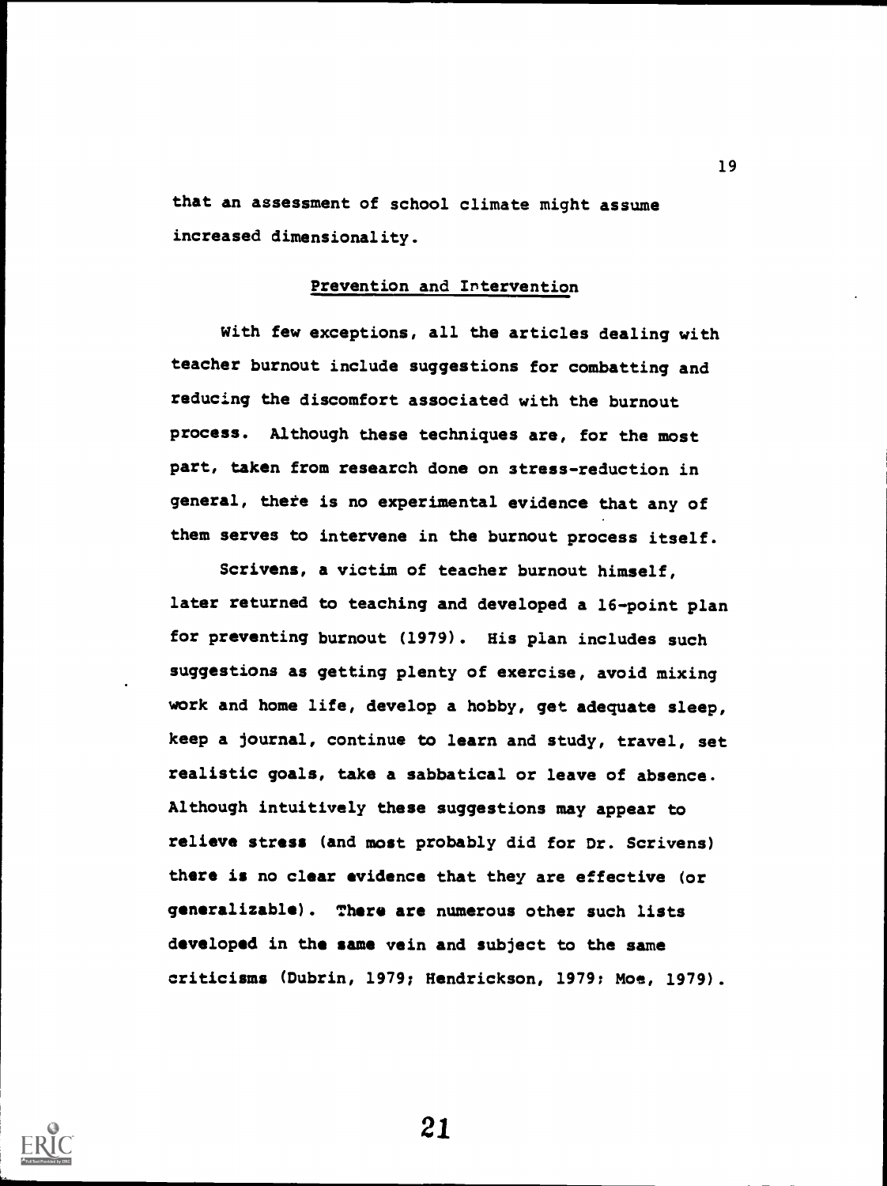that an assessment of school climate might assume increased dimensionality.

## Prevention and Intervention

With few exceptions, all the articles dealing with teacher burnout include suggestions for combatting and reducing the discomfort associated with the burnout process. Although these techniques are, for the most part, taken from research done on stress-reduction in general, there is no experimental evidence that any of them serves to intervene in the burnout process itself.

Scrivens, a victim of teacher burnout himself, later returned to teaching and developed a 16-point plan for preventing burnout (1979). His plan includes such suggestions as getting plenty of exercise, avoid mixing work and home life, develop a hobby, get adequate sleep, keep a journal, continue to learn and study, travel, set realistic goals, take a sabbatical or leave of absence. Although intuitively these suggestions may appear to relieve stress (and most probably did for Dr. Scrivens) there is no clear evidence that they are effective (or generalizable). There are numerous other such lists developed in the same vein and subject to the same criticisms (Dubrin, 1979; Hendrickson, 1979; Moe, 1979).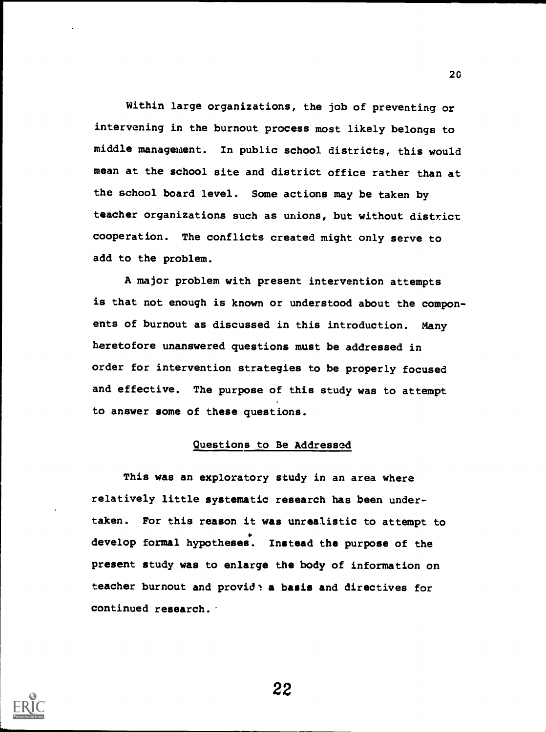Within large organizations, the job of preventing or intervening in the burnout process most likely belongs to middle management. In public school districts, this would mean at the school site and district office rather than at the school board level. Some actions may be taken by teacher organizations such as unions, but without district cooperation. The conflicts created might only serve to add to the problem.

A major problem with present intervention attempts is that not enough is known or understood about the components of burnout as discussed in this introduction. Many heretofore unanswered questions must be addressed in order for intervention strategies to be properly focused and effective. The purpose of this study was to attempt to answer some of these questions.

## Questions to Be Addressed

This was an exploratory study in an area where relatively little systematic research has been undertaken. For this reason it was unrealistic to attempt to develop formal hypotheses. Instead the purpose of the present study was to enlarge the body of information on teacher burnout and provide a basis and directives for continued research.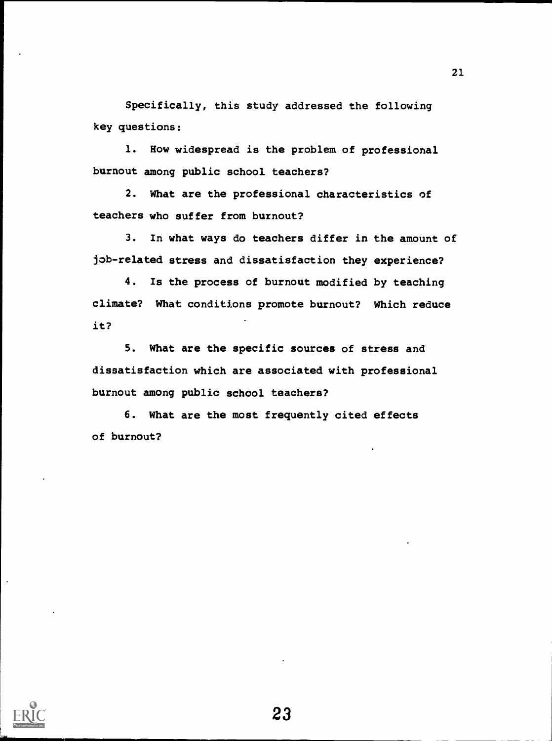Specifically, this study addressed the following key questions:

1. How widespread is the problem of professional burnout among public school teachers?

2. What are the professional characteristics of teachers who suffer from burnout?

3. In what ways do teachers differ in the amount of job-related stress and dissatisfaction they experience?

4. Is the process of burnout modified by teaching climate? What conditions promote burnout? Which reduce it?

5. What are the specific sources of stress and dissatisfaction which are associated with professional burnout among public school teachers?

6. What are the most frequently cited effects of burnout?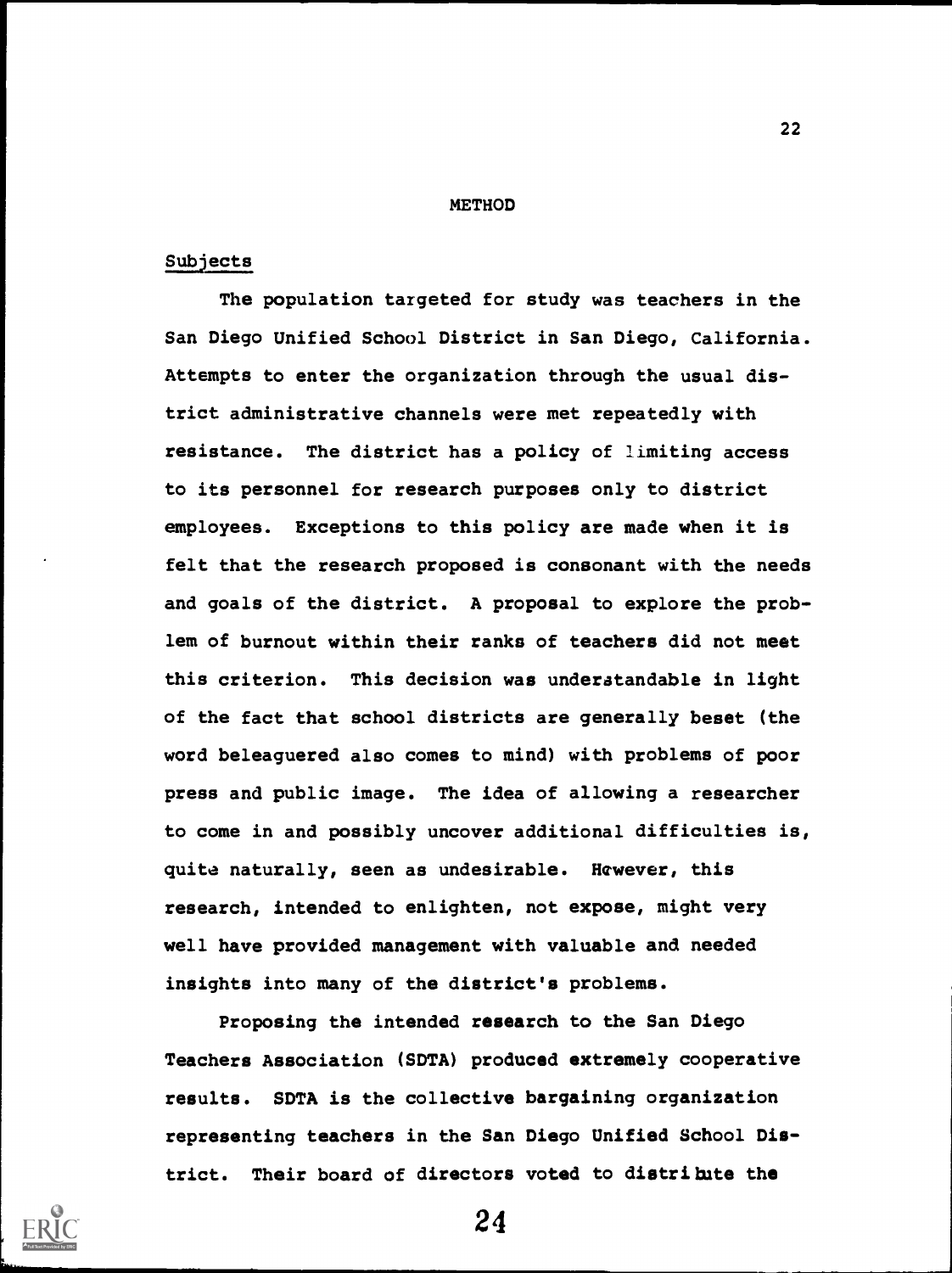## METHOD

### Subjects

The population targeted for study was teachers in the San Diego Unified School District in San Diego, California. Attempts to enter the organization through the usual district administrative channels were met repeatedly with resistance. The district has a policy of limiting access to its personnel for research purposes only to district employees. Exceptions to this policy are made when it is felt that the research proposed is consonant with the needs and goals of the district. A proposal to explore the problem of burnout within their ranks of teachers did not meet this criterion. This decision was understandable in light of the fact that school districts are generally beset (the word beleaguered also comes to mind) with problems of poor press and public image. The idea of allowing a researcher to come in and possibly uncover additional difficulties is, quite naturally, seen as undesirable. However, this research, intended to enlighten, not expose, might very well have provided management with valuable and needed insights into many of the district's problems.

Proposing the intended research to the San Diego Teachers Association (SDTA) produced extremely cooperative results. SDTA is the collective bargaining organization representing teachers in the San Diego Unified School District. Their board of directors voted to distribute the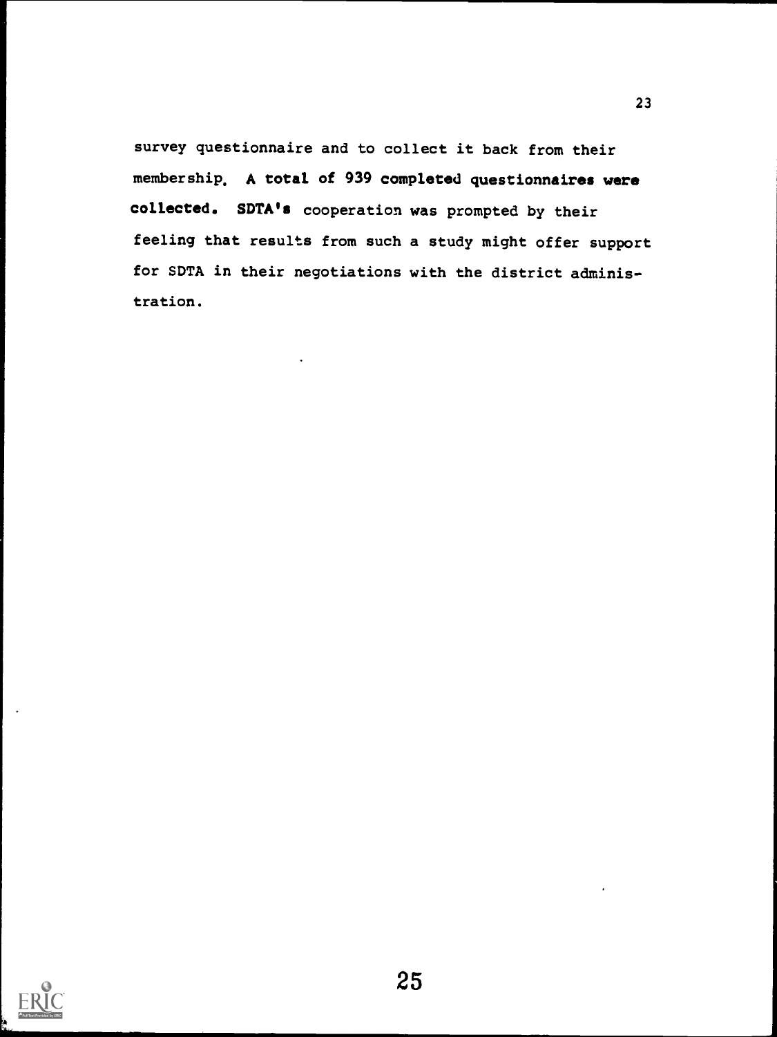survey questionnaire and to collect it back from their membership. A total of 939 completed questionnaires were collected. SDTA's cooperation was prompted by their feeling that results from such a study might offer support for SDTA in their negotiations with the district administration.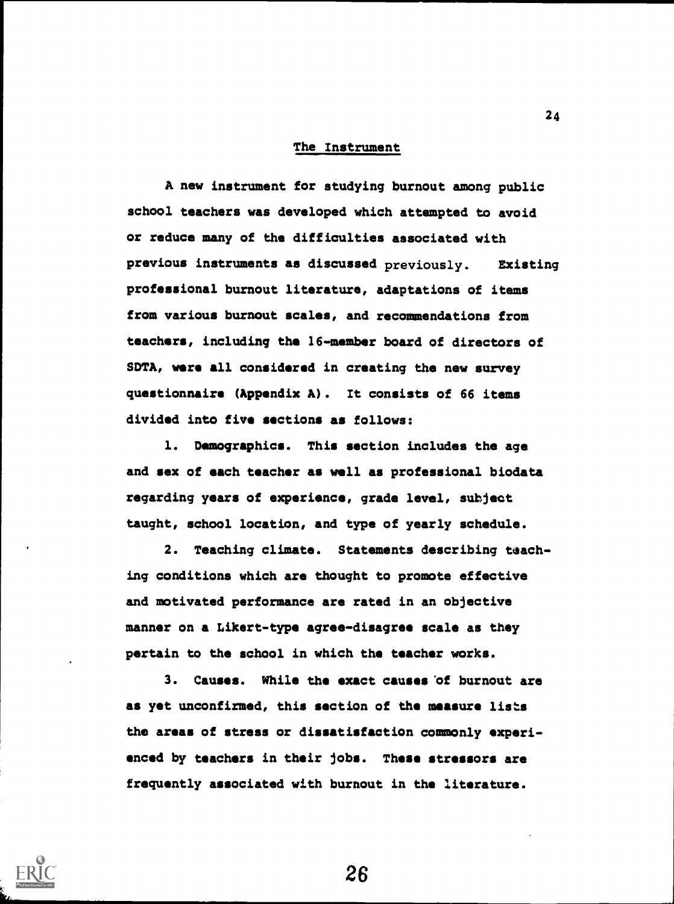## The Instrument

A new instrument for studying burnout among public school teachers was developed which attempted to avoid or reduce many of the difficulties associated with previous instruments as discussed previously. Existing professional burnout literature, adaptations of items from various burnout scales, and recommendations from teachers, including the 16-member board of directors of SDTA, were all considered in creating the new survey questionnaire (Appendix A). It consists of 66 items divided into five sections as follows:

1. Demographics. This section includes the age and sex of each teacher as well as professional biodata regarding years of experience, grade level, subject taught, school location, and type of yearly schedule.

2. Teaching climate. Statements describing teaching conditions which are thought to promote effective and motivated performance are rated in an objective manner on a Likert-type agree-disagree scale as they pertain to the school in which the teacher works.

3. Causes. While the exact causes of burnout are as yet unconfirmed, this section of the measure lists the areas of stress or dissatisfaction commonly experienced by teachers in their jobs. These stressors are frequently associated with burnout in the literature.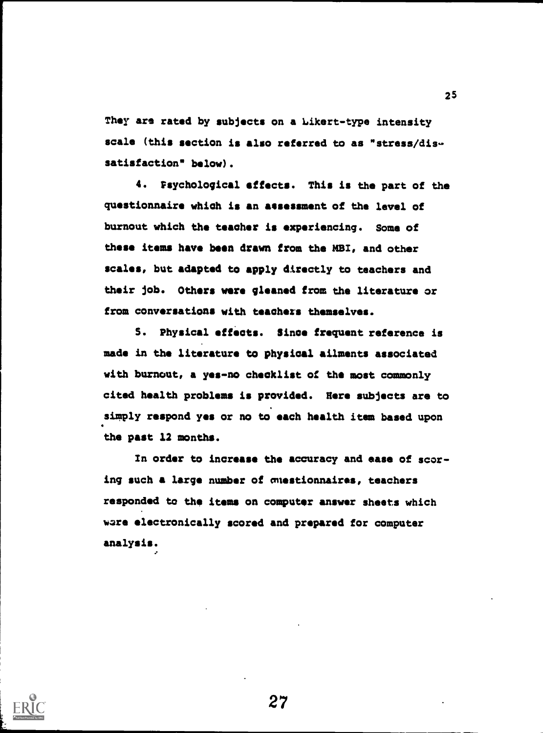They are rated by subjects on a Likert-type intensity scale (this section is also referred to as "stress/dissatisfaction" below).

4. Psychological effects. This is the part of the questionnaire which is an assessment of the level of burnout which the teacher is experiencing. Some of these items have been drawn from the MBI, and other scales, but adapted to apply directly to teachers and their job. Others were gleaned from the literature or from conversations with teachers themselves.

5. Physical effects. Since frequent reference is made in the literature to physical ailments associated with burnout, a yes-no checklist of the most commonly cited health problems is provided. Here subjects are to simply respond yes or no to each health item based upon the past 12 months.

In order to increase the accuracy and ease of scoring such a large number of questionnaires, teachers responded to the items on computer answer sheets which were electronically scored and prepared for computer analysis.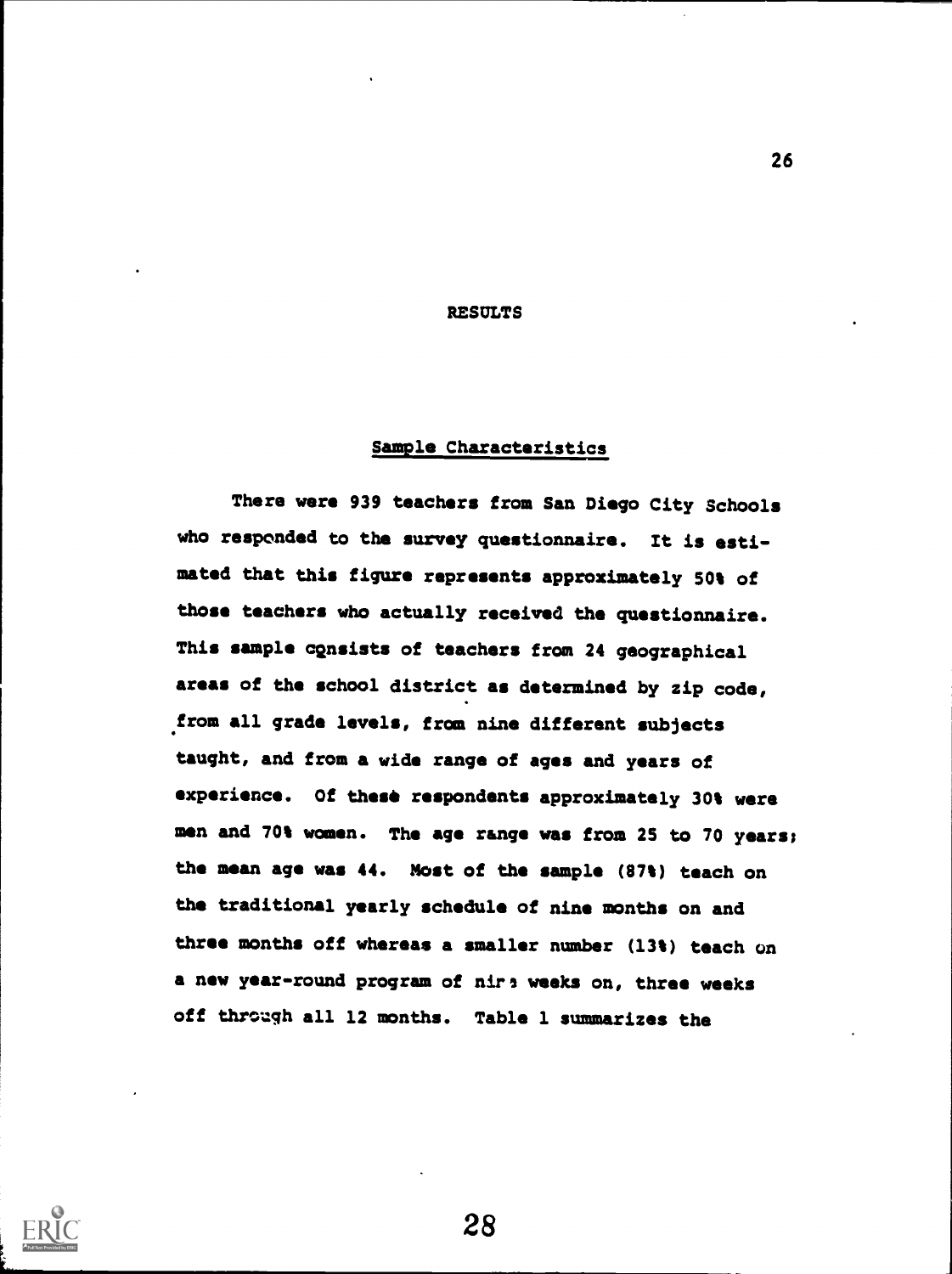# RESULTS

## Sample Characteristics

There were 939 teachers from San Diego City Schools who responded to the survey questionnaire. It is estimated that this figure represents approximately 50% of those teachers who actually received the questionnaire. This sample consists of teachers from 24 geographical areas of the school district as determined by zip code, from all grade levels, from nine different subjects taught, and from a wide range of ages and years of experience. Of these respondents approximately 30% were men and 70% women. The age range was from 25 to 70 years; the mean age was 44. Most of the sample (87%) teach on the traditional yearly schedule of nine months on and three months off whereas a smaller number (13%) teach on a new year-round program of nine weeks on, three weeks off through all 12 months. Table 1 summarizes the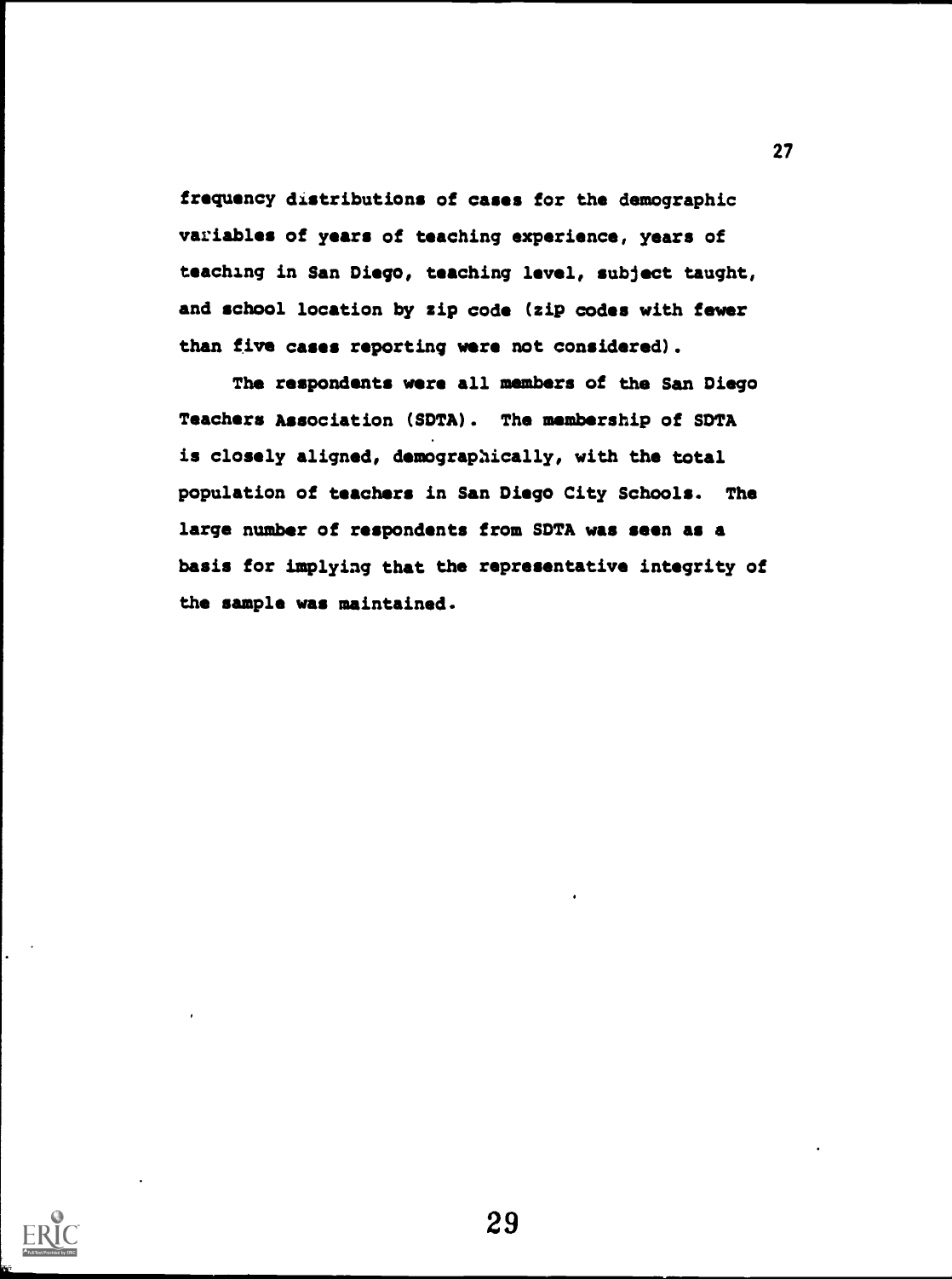frequency distributions of cases for the demographic variables of years of teaching experience, years of teaching in San Diego, teaching level, subject taught, and school location by zip code (zip codes with fewer than five cases reporting were not considered).

The respondents were all members of the San Diego Teachers Association (SDTA). The membership of SDTA is closely aligned, demographically, with the total population of teachers in San Diego City Schools. The large number of respondents from SDTA was seen as a basis for implying that the representative integrity of the sample was maintained.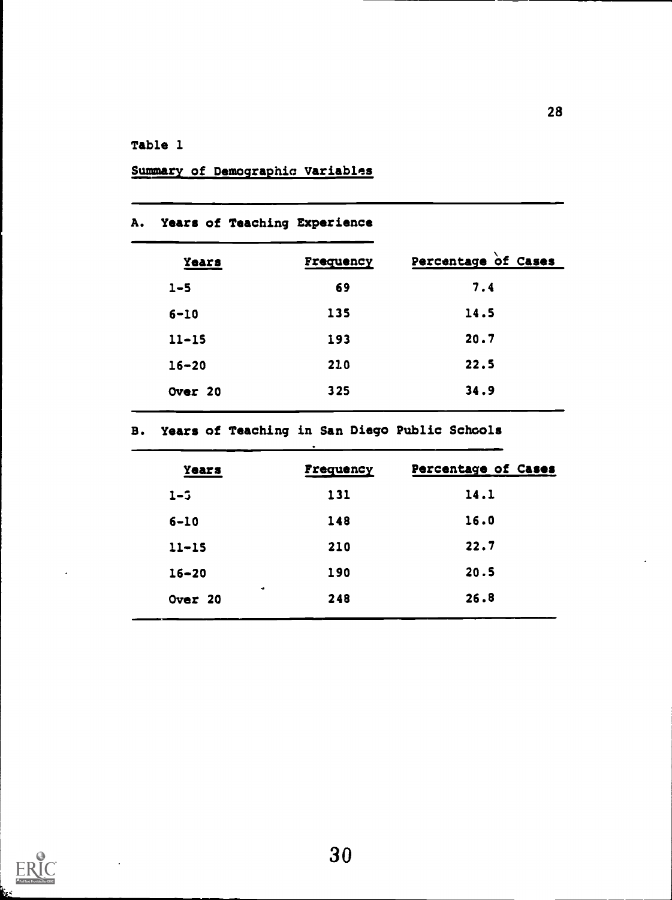Table 1

Summary of Demographic Variables

A. Years of Teaching Experience

| Years | Frequency | Percentage of Cases |
|---|---|---|
| 1-5 | 69 | 7.4 |
| 6-10 | 135 | 14.5 |
| 11-15 | 193 | 20.7 |
| 16-20 | 210 | 22.5 |
| Over 20 | 325 | 34.9 |

B. Years of Teaching in San Diego Public Schools

| Years | Frequency | Percentage of Cases |
|---|---|---|
| 1-5 | 131 | 14.1 |
| 6-10 | 148 | 16.0 |
| 11-15 | 210 | 22.7 |
| 16-20 | 190 | 20.5 |
| Over 20 | 248 | 26.8 |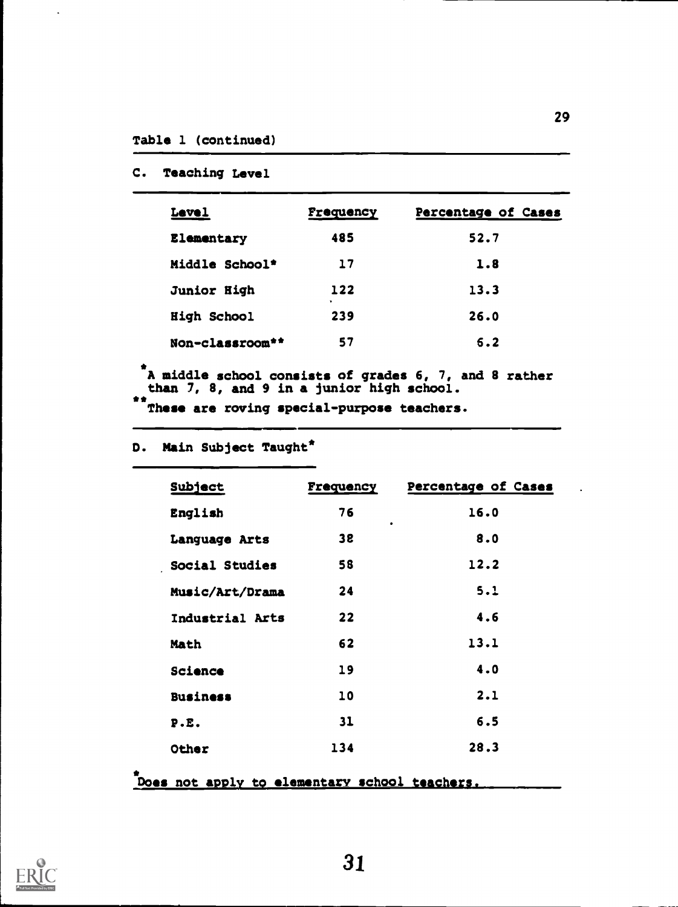Table 1 (continued)

C. Teaching Level

| Level | Frequency | Percentage of Cases |
|---|---|---|
| Elementary | 485 | 52.7 |
| Middle School* | 17 | 1.8 |
| Junior High | 122 | 13.3 |
| High School | 239 | 26.0 |
| Non-classroom** | 57 | 6.2 |

*A middle school consists of grades 6, 7, and 8 rather than 7, 8, and 9 in a junior high school.
**These are roving special-purpose teachers.

D. Main Subject Taught*

| Subject | Frequency | Percentage of Cases |
|---|---|---|
| English | 76 | 16.0 |
| Language Arts | 38 | 8.0 |
| Social Studies | 58 | 12.2 |
| Music/Art/Drama | 24 | 5.1 |
| Industrial Arts | 22 | 4.6 |
| Math | 62 | 13.1 |
| Science | 19 | 4.0 |
| Business | 10 | 2.1 |
| P.E. | 31 | 6.5 |
| Other | 134 | 28.3 |

*Does not apply to elementary school teachers.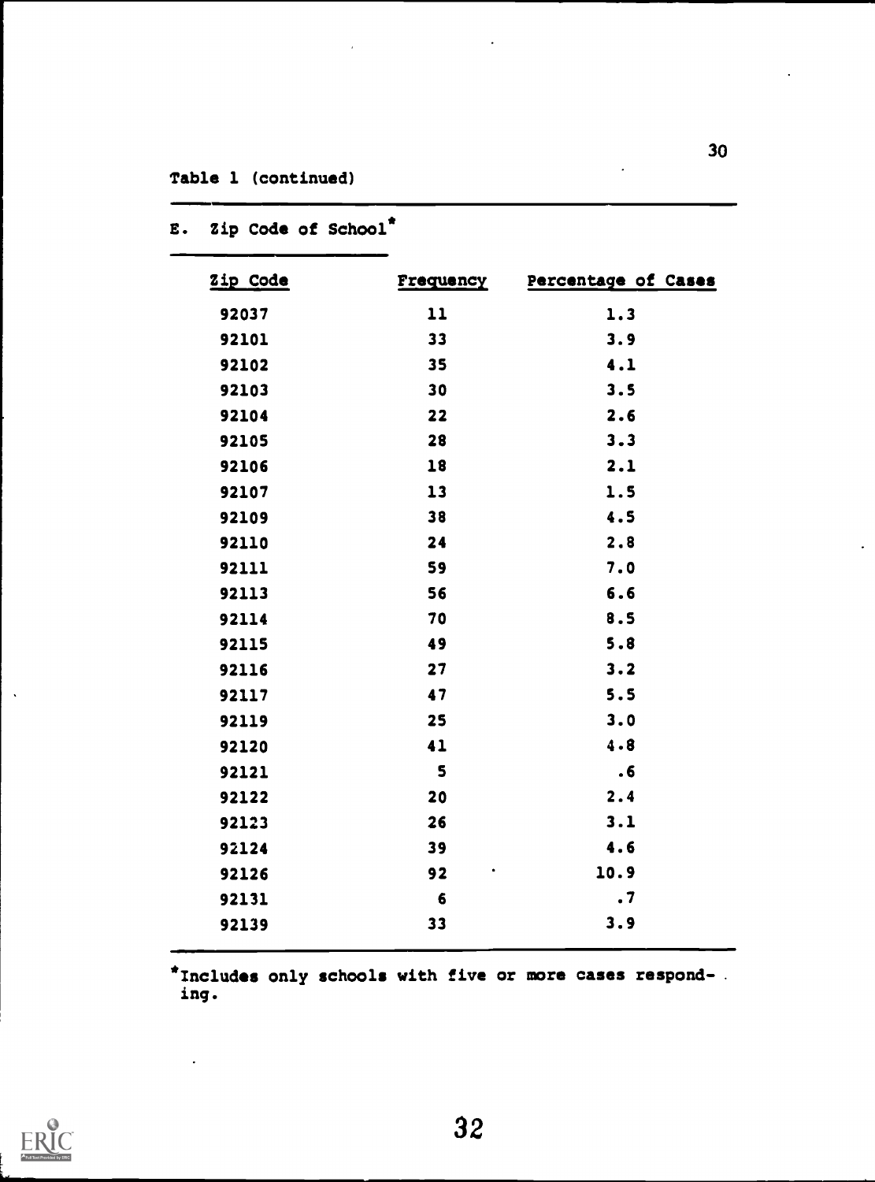Table 1 (continued)

E. Zip Code of School*

| Zip Code | Frequency | Percentage of Cases |
|---|---|---|
| 92037 | 11 | 1.3 |
| 92101 | 33 | 3.9 |
| 92102 | 35 | 4.1 |
| 92103 | 30 | 3.5 |
| 92104 | 22 | 2.6 |
| 92105 | 28 | 3.3 |
| 92106 | 18 | 2.1 |
| 92107 | 13 | 1.5 |
| 92109 | 38 | 4.5 |
| 92110 | 24 | 2.8 |
| 92111 | 59 | 7.0 |
| 92113 | 56 | 6.6 |
| 92114 | 70 | 8.5 |
| 92115 | 49 | 5.8 |
| 92116 | 27 | 3.2 |
| 92117 | 47 | 5.5 |
| 92119 | 25 | 3.0 |
| 92120 | 41 | 4.8 |
| 92121 | 5 | .6 |
| 92122 | 20 | 2.4 |
| 92123 | 26 | 3.1 |
| 92124 | 39 | 4.6 |
| 92126 | 92 | 10.9 |
| 92131 | 6 | .7 |
| 92139 | 33 | 3.9 |

*Includes only schools with five or more cases responding.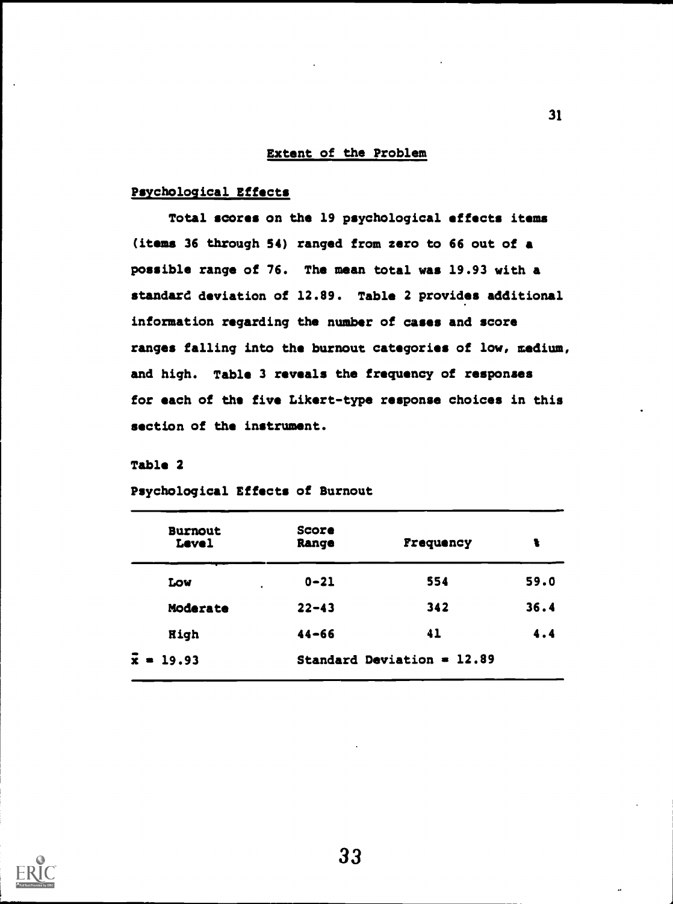## Extent of the Problem

### Psychological Effects

Total scores on the 19 psychological effects items (items 36 through 54) ranged from zero to 66 out of a possible range of 76. The mean total was 19.93 with a standard deviation of 12.89. Table 2 provides additional information regarding the number of cases and score ranges falling into the burnout categories of low, medium, and high. Table 3 reveals the frequency of responses for each of the five Likert-type response choices in this section of the instrument.

Table 2

Psychological Effects of Burnout

| Burnout Level | Score Range | Frequency | % |
|---|---|---|---|
| Low | 0-21 | 554 | 59.0 |
| Moderate | 22-43 | 342 | 36.4 |
| High | 44-66 | 41 | 4.4 |
| $\bar{x}$ = 19.93 | Standard Deviation = 12.89 | | |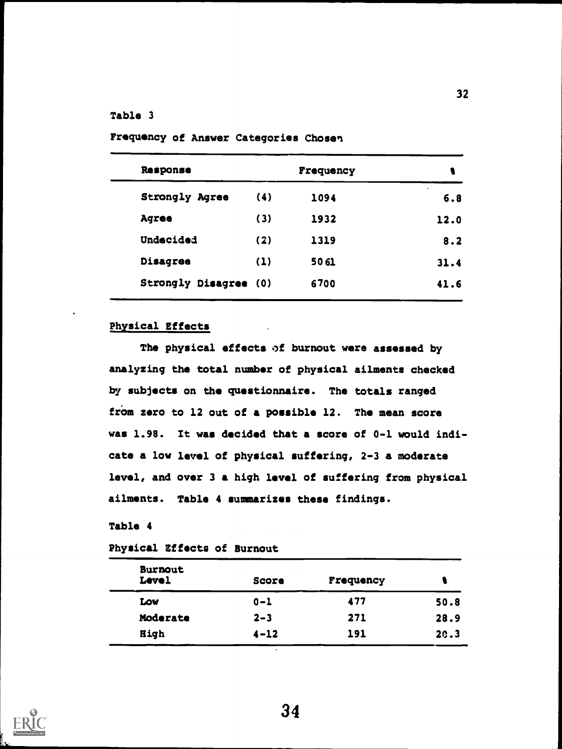Table 3

Frequency of Answer Categories Chosen

| Response | | Frequency | % |
|---|---|---|---|
| Strongly Agree | (4) | 1094 | 6.8 |
| Agree | (3) | 1932 | 12.0 |
| Undecided | (2) | 1319 | 8.2 |
| Disagree | (1) | 5061 | 31.4 |
| Strongly Disagree | (0) | 6700 | 41.6 |

## Physical Effects

The physical effects of burnout were assessed by analyzing the total number of physical ailments checked by subjects on the questionnaire. The totals ranged from zero to 12 out of a possible 12. The mean score was 1.98. It was decided that a score of 0-1 would indicate a low level of physical suffering, 2-3 a moderate level, and over 3 a high level of suffering from physical ailments. Table 4 summarizes these findings.

Table 4

Physical Effects of Burnout

| Burnout Level | Score | Frequency | % |
|---|---|---|---|
| Low | 0-1 | 477 | 50.8 |
| Moderate | 2-3 | 271 | 28.9 |
| High | 4-12 | 191 | 20.3 |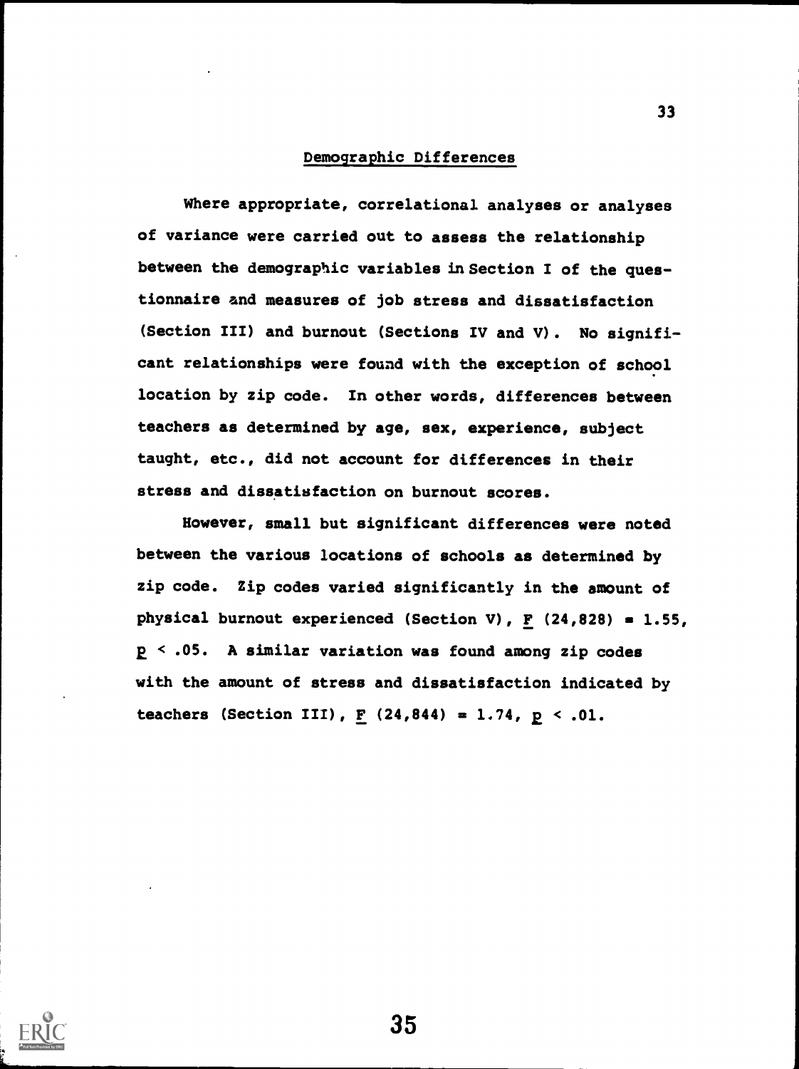## Demographic Differences

Where appropriate, correlational analyses or analyses of variance were carried out to assess the relationship between the demographic variables in Section I of the questionnaire and measures of job stress and dissatisfaction (Section III) and burnout (Sections IV and V). No significant relationships were found with the exception of school location by zip code. In other words, differences between teachers as determined by age, sex, experience, subject taught, etc., did not account for differences in their stress and dissatisfaction on burnout scores.

However, small but significant differences were noted between the various locations of schools as determined by zip code. Zip codes varied significantly in the amount of physical burnout experienced (Section V), $F\ (24,828) = 1.55$, $p < .05$. A similar variation was found among zip codes with the amount of stress and dissatisfaction indicated by teachers (Section III), $F\ (24,844) = 1.74$, $p < .01$.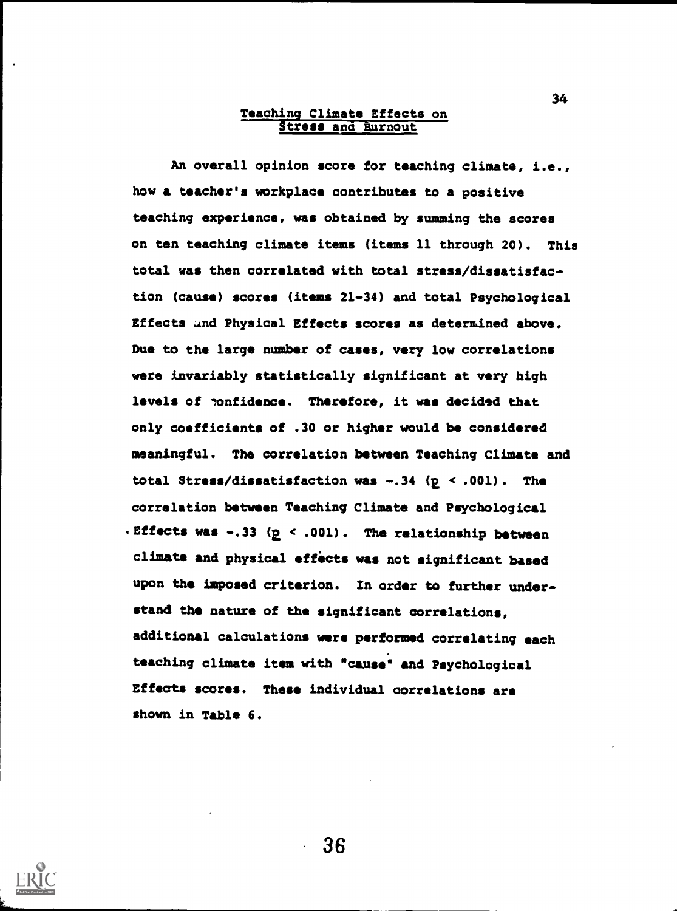## Teaching Climate Effects on Stress and Burnout

An overall opinion score for teaching climate, i.e., how a teacher's workplace contributes to a positive teaching experience, was obtained by summing the scores on ten teaching climate items (items 11 through 20). This total was then correlated with total stress/dissatisfaction (cause) scores (items 21-34) and total Psychological Effects and Physical Effects scores as determined above. Due to the large number of cases, very low correlations were invariably statistically significant at very high levels of confidence. Therefore, it was decided that only coefficients of .30 or higher would be considered meaningful. The correlation between Teaching Climate and total Stress/dissatisfaction was -.34 ($p < .001$). The correlation between Teaching Climate and Psychological Effects was -.33 ($p < .001$). The relationship between climate and physical effects was not significant based upon the imposed criterion. In order to further understand the nature of the significant correlations, additional calculations were performed correlating each teaching climate item with "cause" and Psychological Effects scores. These individual correlations are shown in Table 6.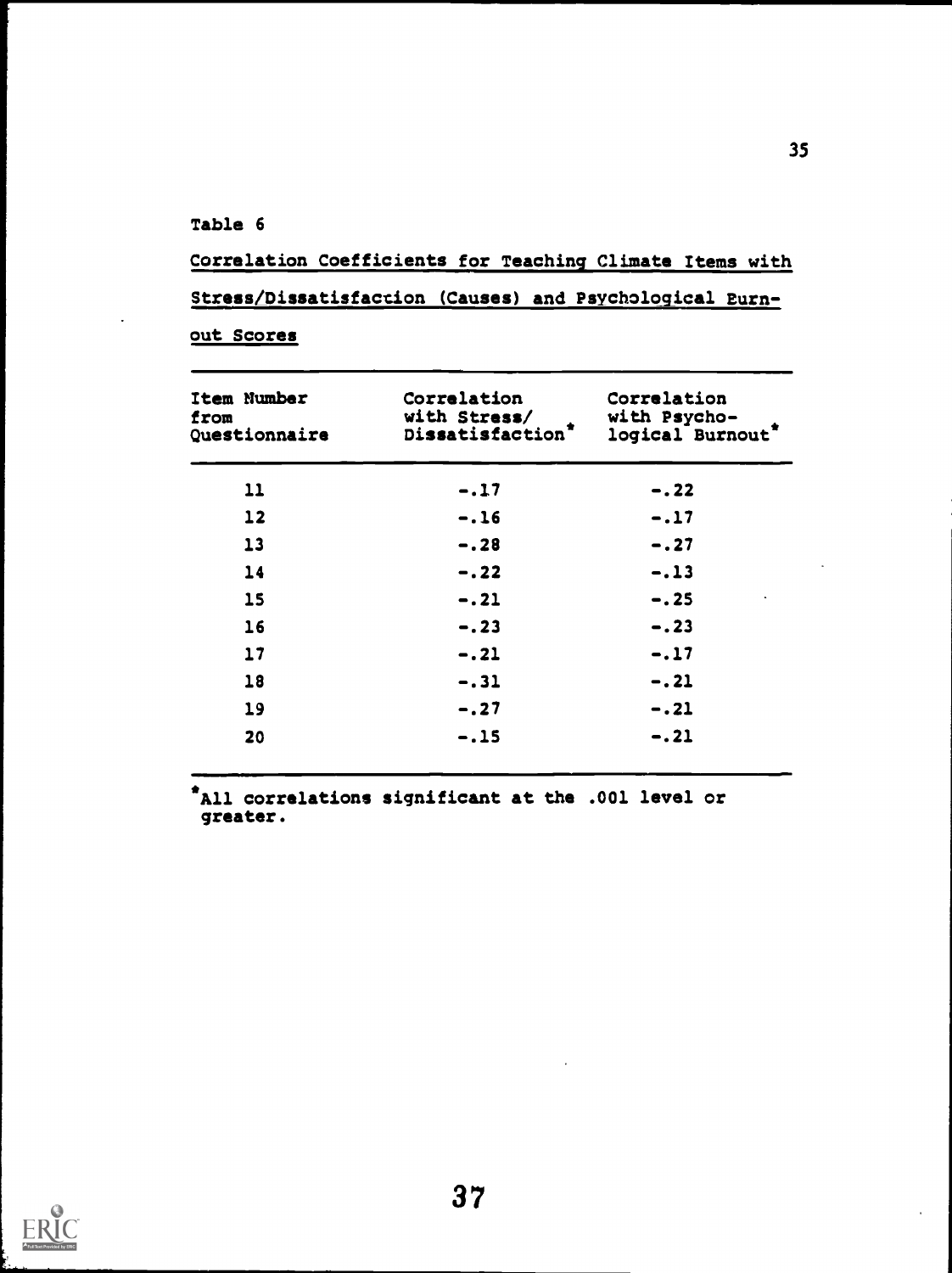Table 6

Correlation Coefficients for Teaching Climate Items with Stress/Dissatisfaction (Causes) and Psychological Burnout Scores

| Item Number from Questionnaire | Correlation with Stress/ Dissatisfaction* | Correlation with Psychological Burnout* |
|---|---|---|
| 11 | -.17 | -.22 |
| 12 | -.16 | -.17 |
| 13 | -.28 | -.27 |
| 14 | -.22 | -.13 |
| 15 | -.21 | -.25 |
| 16 | -.23 | -.23 |
| 17 | -.21 | -.17 |
| 18 | -.31 | -.21 |
| 19 | -.27 | -.21 |
| 20 | -.15 | -.21 |

*All correlations significant at the .001 level or greater.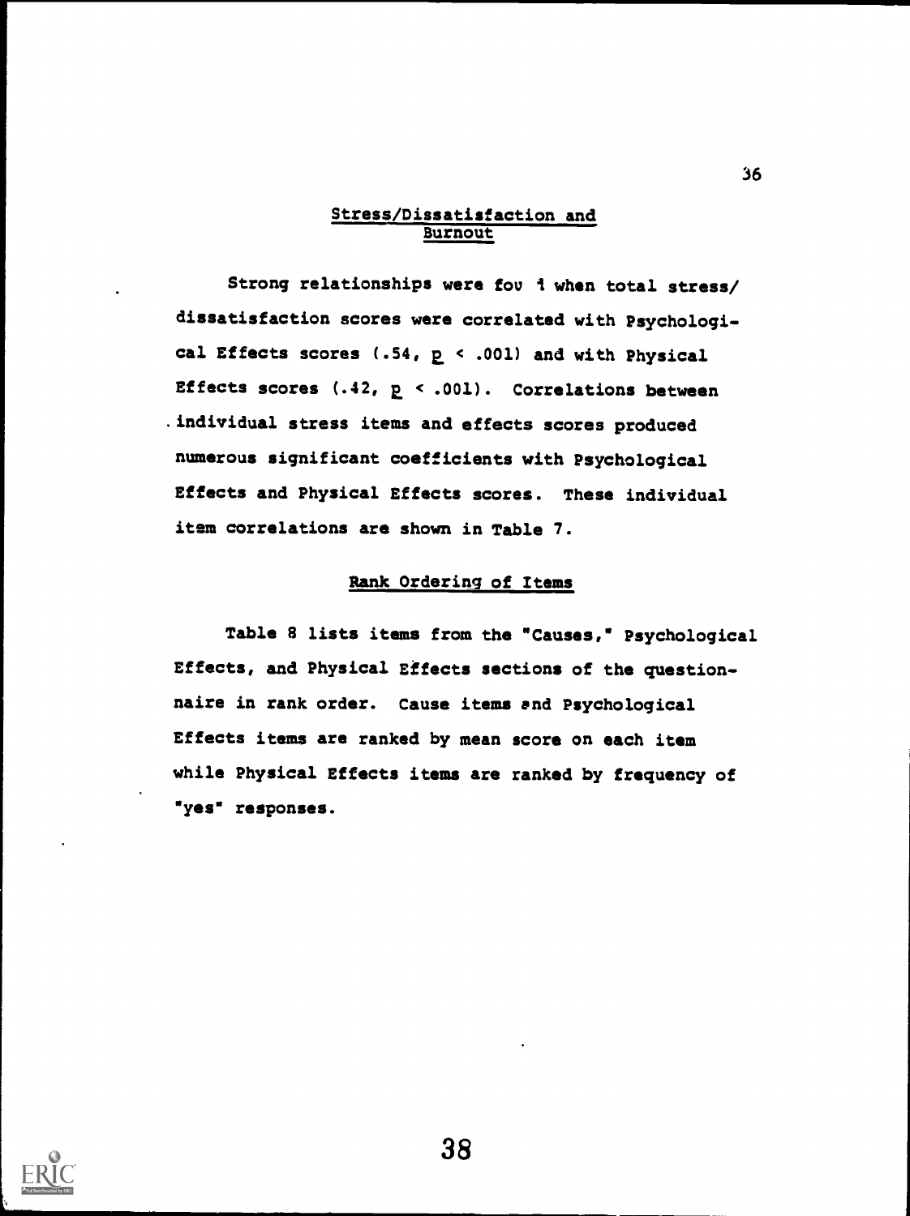## Stress/Dissatisfaction and Burnout

Strong relationships were fou 1 when total stress/ dissatisfaction scores were correlated with Psychological Effects scores (.54, $p < .001$) and with Physical Effects scores (.42, $p < .001$). Correlations between individual stress items and effects scores produced numerous significant coefficients with Psychological Effects and Physical Effects scores. These individual item correlations are shown in Table 7.

## Rank Ordering of Items

Table 8 lists items from the "Causes," Psychological Effects, and Physical Effects sections of the questionnaire in rank order. Cause items and Psychological Effects items are ranked by mean score on each item while Physical Effects items are ranked by frequency of "yes" responses.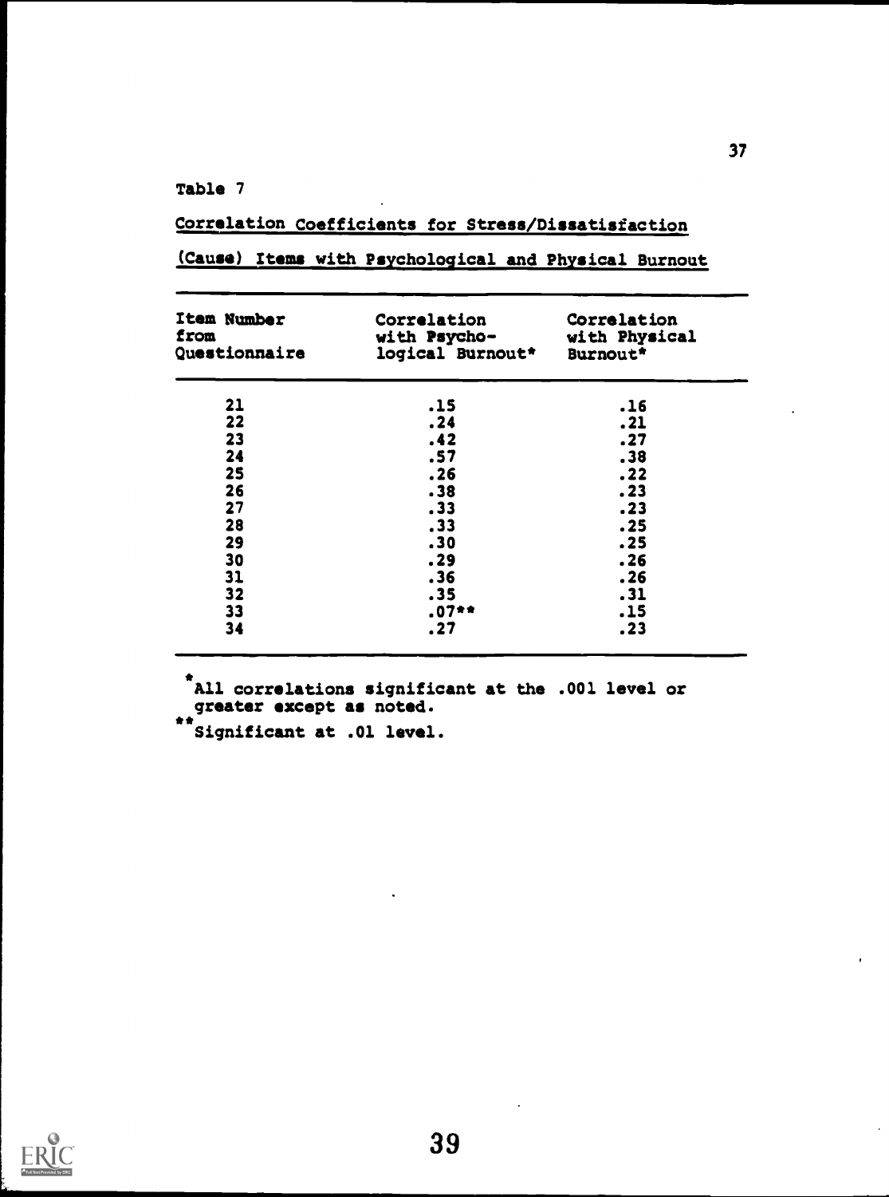Table 7

Correlation Coefficients for Stress/Dissatisfaction (Cause) Items with Psychological and Physical Burnout

| Item Number from Questionnaire | Correlation with Psychological Burnout* | Correlation with Physical Burnout* |
|---|---|---|
| 21 | .15 | .16 |
| 22 | .24 | .21 |
| 23 | .42 | .27 |
| 24 | .57 | .38 |
| 25 | .26 | .22 |
| 26 | .38 | .23 |
| 27 | .33 | .23 |
| 28 | .33 | .25 |
| 29 | .30 | .25 |
| 30 | .29 | .26 |
| 31 | .36 | .26 |
| 32 | .35 | .31 |
| 33 | .07** | .15 |
| 34 | .27 | .23 |

*All correlations significant at the .001 level or greater except as noted.

**Significant at .01 level.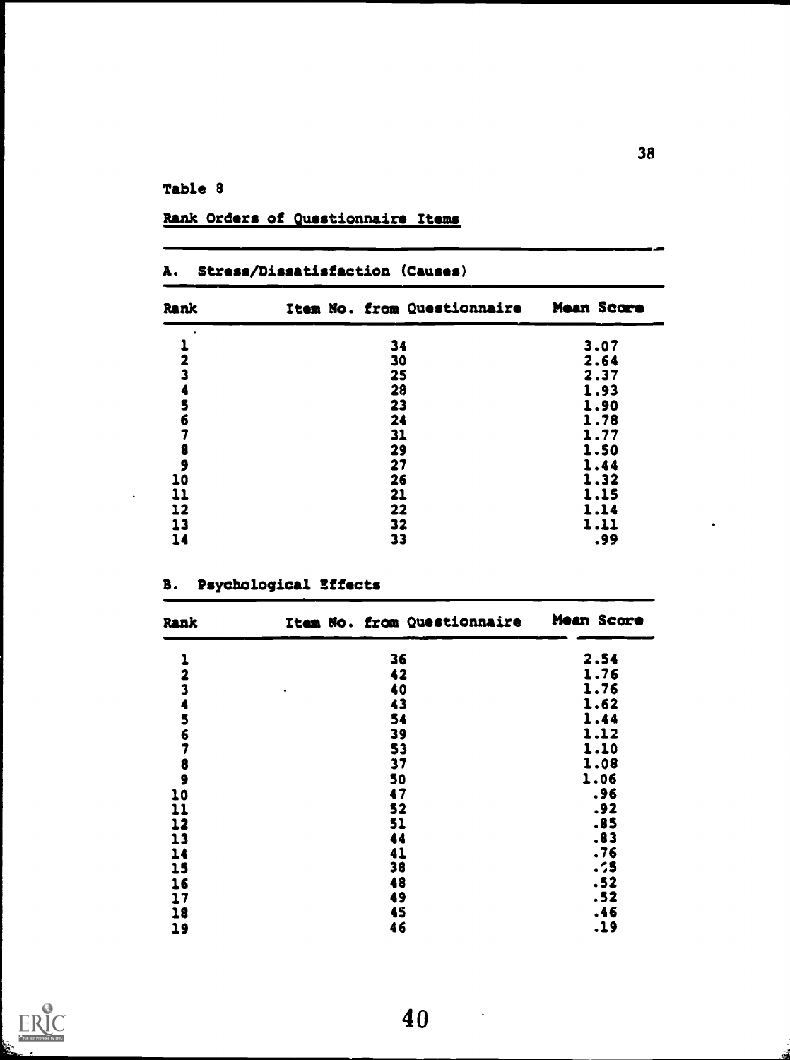Table 8

Rank Orders of Questionnaire Items

A. Stress/Dissatisfaction (Causes)

| Rank | Item No. from Questionnaire | Mean Score |
|---|---|---|
| 1 | 34 | 3.07 |
| 2 | 30 | 2.64 |
| 3 | 25 | 2.37 |
| 4 | 28 | 1.93 |
| 5 | 23 | 1.90 |
| 6 | 24 | 1.78 |
| 7 | 31 | 1.77 |
| 8 | 29 | 1.50 |
| 9 | 27 | 1.44 |
| 10 | 26 | 1.32 |
| 11 | 21 | 1.15 |
| 12 | 22 | 1.14 |
| 13 | 32 | 1.11 |
| 14 | 33 | .99 |

B. Psychological Effects

| Rank | Item No. from Questionnaire | Mean Score |
|---|---|---|
| 1 | 36 | 2.54 |
| 2 | 42 | 1.76 |
| 3 | 40 | 1.76 |
| 4 | 43 | 1.62 |
| 5 | 54 | 1.44 |
| 6 | 39 | 1.12 |
| 7 | 53 | 1.10 |
| 8 | 37 | 1.08 |
| 9 | 50 | 1.06 |
| 10 | 47 | .96 |
| 11 | 52 | .92 |
| 12 | 51 | .85 |
| 13 | 44 | .83 |
| 14 | 41 | .76 |
| 15 | 38 | .55 |
| 16 | 48 | .52 |
| 17 | 49 | .52 |
| 18 | 45 | .46 |
| 19 | 46 | .19 |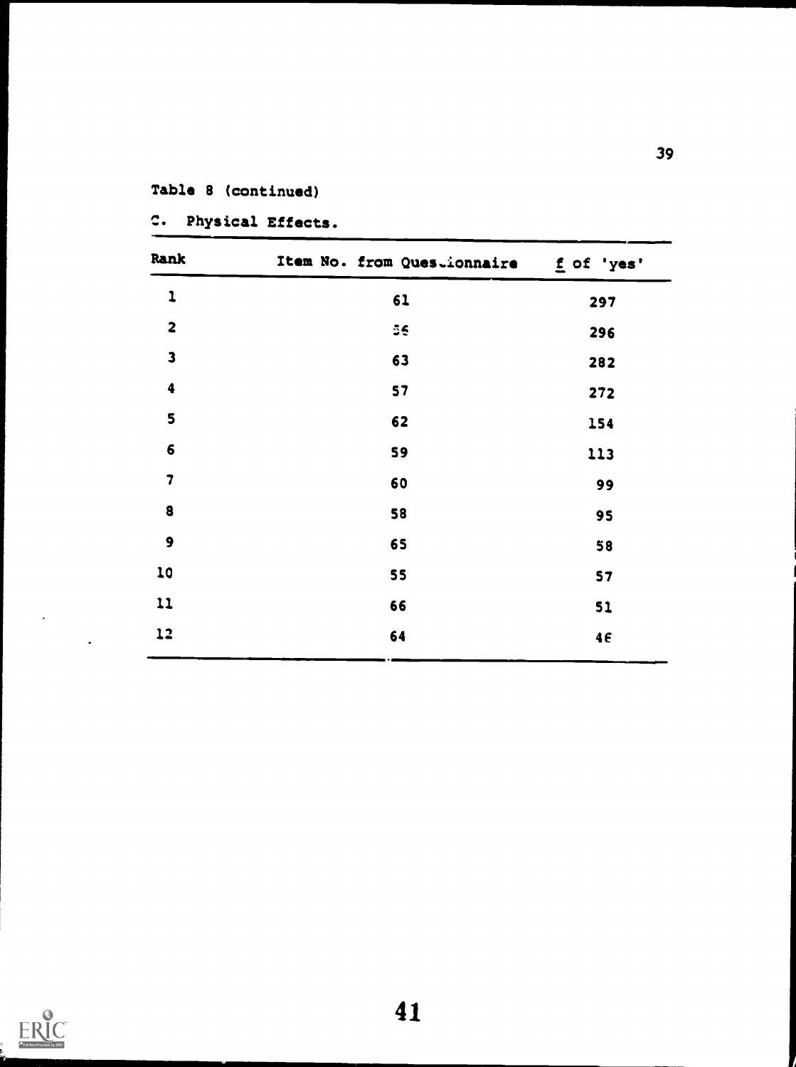Table 8 (continued)

C. Physical Effects.

| Rank | Item No. from Questionnaire | f of 'yes' |
|---|---|---|
| 1 | 61 | 297 |
| 2 | 56 | 296 |
| 3 | 63 | 282 |
| 4 | 57 | 272 |
| 5 | 62 | 154 |
| 6 | 59 | 113 |
| 7 | 60 | 99 |
| 8 | 58 | 95 |
| 9 | 65 | 58 |
| 10 | 55 | 57 |
| 11 | 66 | 51 |
| 12 | 64 | 46 |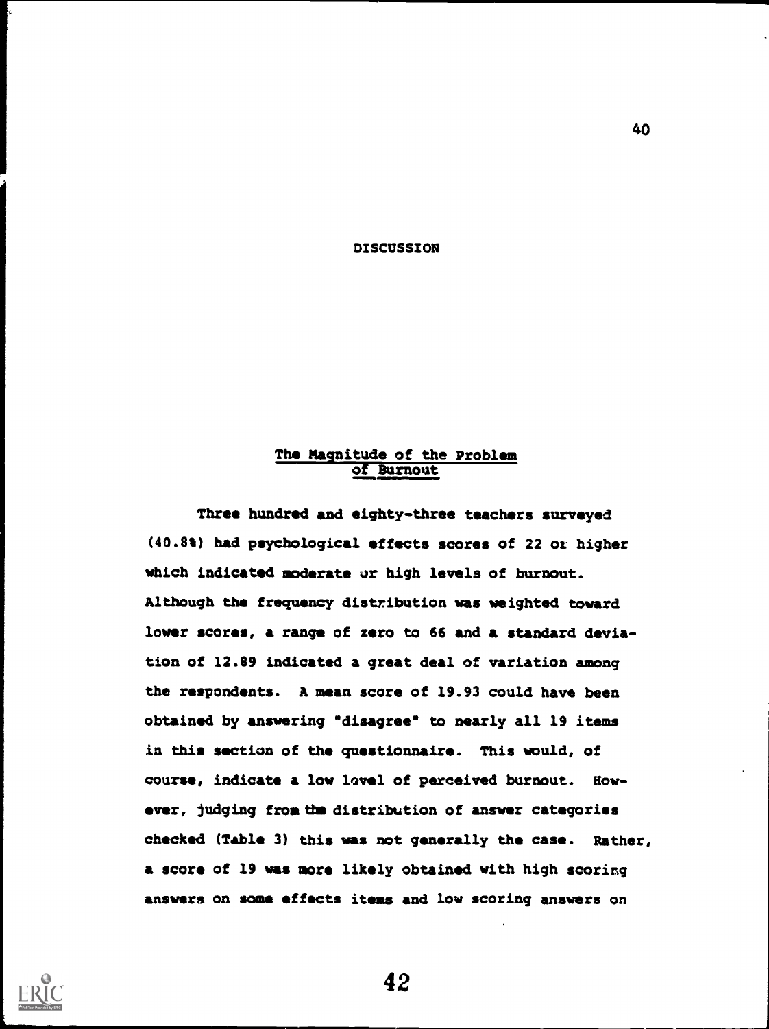# DISCUSSION

## The Magnitude of the Problem of Burnout

Three hundred and eighty-three teachers surveyed (40.8%) had psychological effects scores of 22 or higher which indicated moderate or high levels of burnout. Although the frequency distribution was weighted toward lower scores, a range of zero to 66 and a standard deviation of 12.89 indicated a great deal of variation among the respondents. A mean score of 19.93 could have been obtained by answering "disagree" to nearly all 19 items in this section of the questionnaire. This would, of course, indicate a low level of perceived burnout. However, judging from the distribution of answer categories checked (Table 3) this was not generally the case. Rather, a score of 19 was more likely obtained with high scoring answers on some effects items and low scoring answers on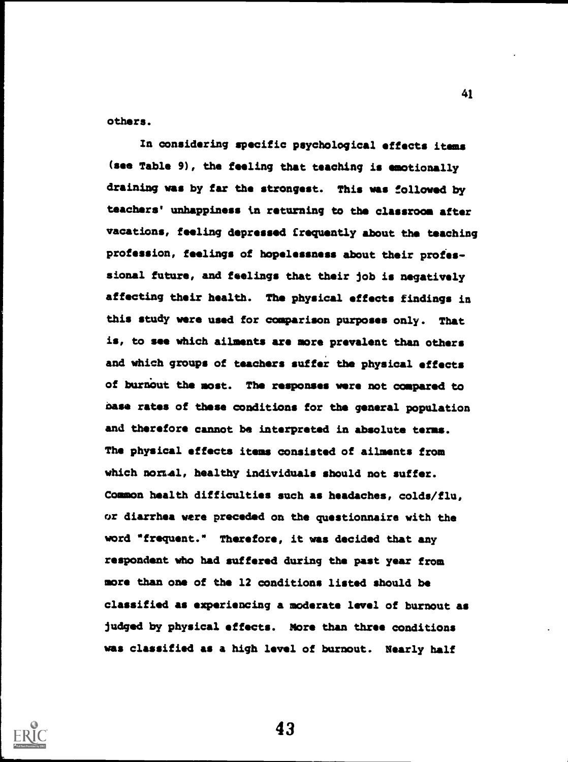others.

In considering specific psychological effects items (see Table 9), the feeling that teaching is emotionally draining was by far the strongest. This was followed by teachers' unhappiness in returning to the classroom after vacations, feeling depressed frequently about the teaching profession, feelings of hopelessness about their professional future, and feelings that their job is negatively affecting their health. The physical effects findings in this study were used for comparison purposes only. That is, to see which ailments are more prevalent than others and which groups of teachers suffer the physical effects of burnout the most. The responses were not compared to base rates of these conditions for the general population and therefore cannot be interpreted in absolute terms. The physical effects items consisted of ailments from which normal, healthy individuals should not suffer. Common health difficulties such as headaches, colds/flu, or diarrhea were preceded on the questionnaire with the word "frequent." Therefore, it was decided that any respondent who had suffered during the past year from more than one of the 12 conditions listed should be classified as experiencing a moderate level of burnout as judged by physical effects. More than three conditions was classified as a high level of burnout. Nearly half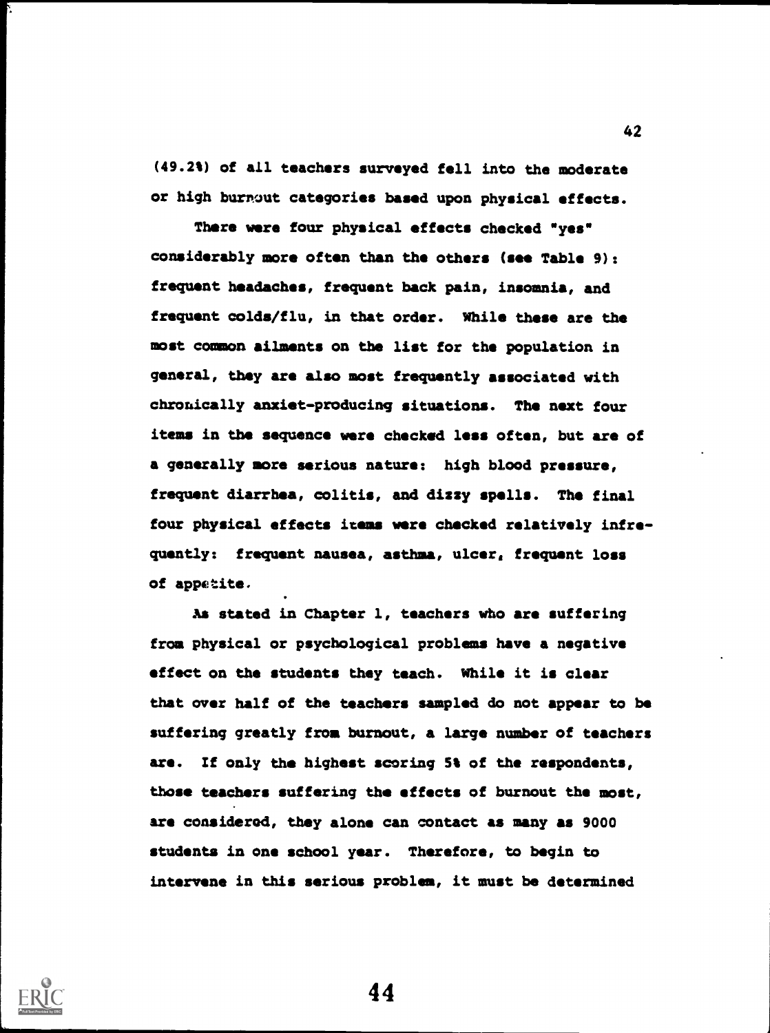(49.2%) of all teachers surveyed fell into the moderate or high burnout categories based upon physical effects.

There were four physical effects checked "yes" considerably more often than the others (see Table 9): frequent headaches, frequent back pain, insomnia, and frequent colds/flu, in that order. While these are the most common ailments on the list for the population in general, they are also most frequently associated with chronically anxiet-producing situations. The next four items in the sequence were checked less often, but are of a generally more serious nature: high blood pressure, frequent diarrhea, colitis, and dizzy spells. The final four physical effects items were checked relatively infrequently: frequent nausea, asthma, ulcer, frequent loss of appetite.

As stated in Chapter 1, teachers who are suffering from physical or psychological problems have a negative effect on the students they teach. While it is clear that over half of the teachers sampled do not appear to be suffering greatly from burnout, a large number of teachers are. If only the highest scoring 5% of the respondents, those teachers suffering the effects of burnout the most, are considered, they alone can contact as many as 9000 students in one school year. Therefore, to begin to intervene in this serious problem, it must be determined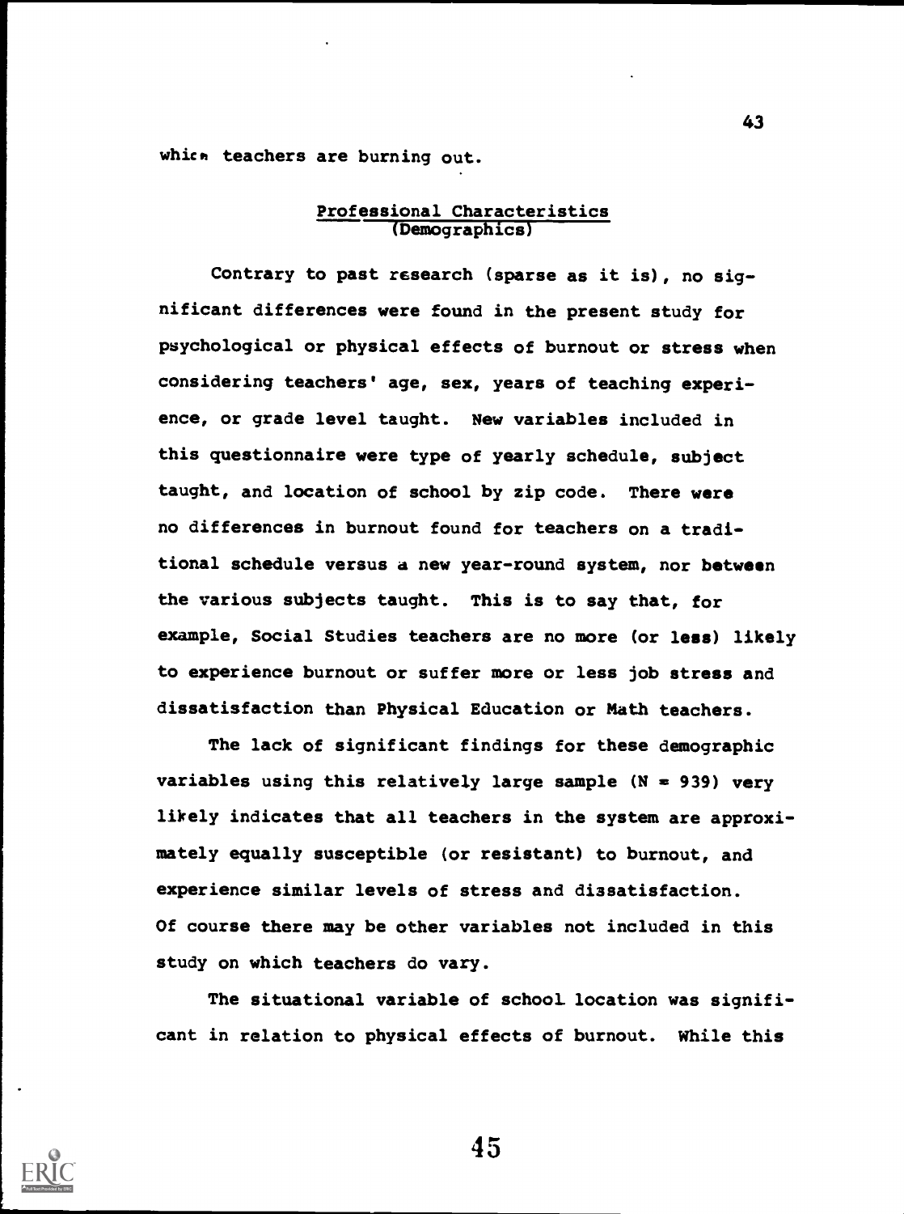which teachers are burning out.

## Professional Characteristics (Demographics)

Contrary to past research (sparse as it is), no significant differences were found in the present study for psychological or physical effects of burnout or stress when considering teachers' age, sex, years of teaching experience, or grade level taught. New variables included in this questionnaire were type of yearly schedule, subject taught, and location of school by zip code. There were no differences in burnout found for teachers on a traditional schedule versus a new year-round system, nor between the various subjects taught. This is to say that, for example, Social Studies teachers are no more (or less) likely to experience burnout or suffer more or less job stress and dissatisfaction than Physical Education or Math teachers.

The lack of significant findings for these demographic variables using this relatively large sample (N = 939) very likely indicates that all teachers in the system are approximately equally susceptible (or resistant) to burnout, and experience similar levels of stress and dissatisfaction. Of course there may be other variables not included in this study on which teachers do vary.

The situational variable of school location was significant in relation to physical effects of burnout. While this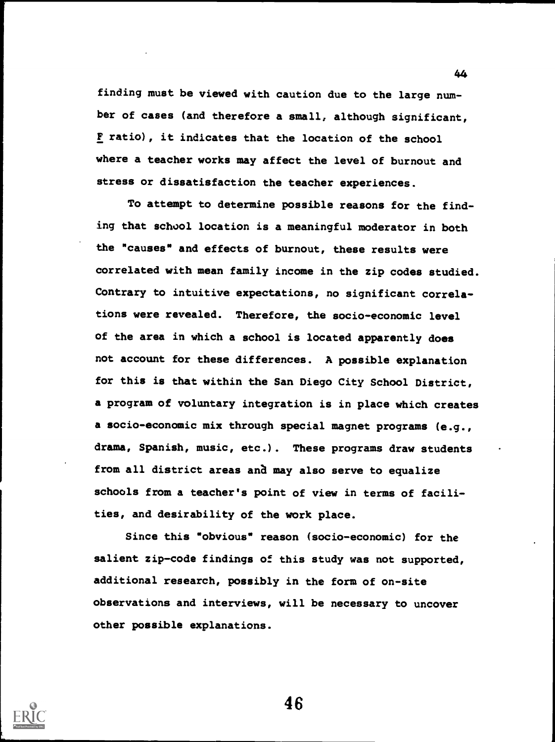finding must be viewed with caution due to the large number of cases (and therefore a small, although significant, $F$ ratio), it indicates that the location of the school where a teacher works may affect the level of burnout and stress or dissatisfaction the teacher experiences.

To attempt to determine possible reasons for the finding that school location is a meaningful moderator in both the "causes" and effects of burnout, these results were correlated with mean family income in the zip codes studied. Contrary to intuitive expectations, no significant correlations were revealed. Therefore, the socio-economic level of the area in which a school is located apparently does not account for these differences. A possible explanation for this is that within the San Diego City School District, a program of voluntary integration is in place which creates a socio-economic mix through special magnet programs (e.g., drama, Spanish, music, etc.). These programs draw students from all district areas and may also serve to equalize schools from a teacher's point of view in terms of facilities, and desirability of the work place.

Since this "obvious" reason (socio-economic) for the salient zip-code findings of this study was not supported, additional research, possibly in the form of on-site observations and interviews, will be necessary to uncover other possible explanations.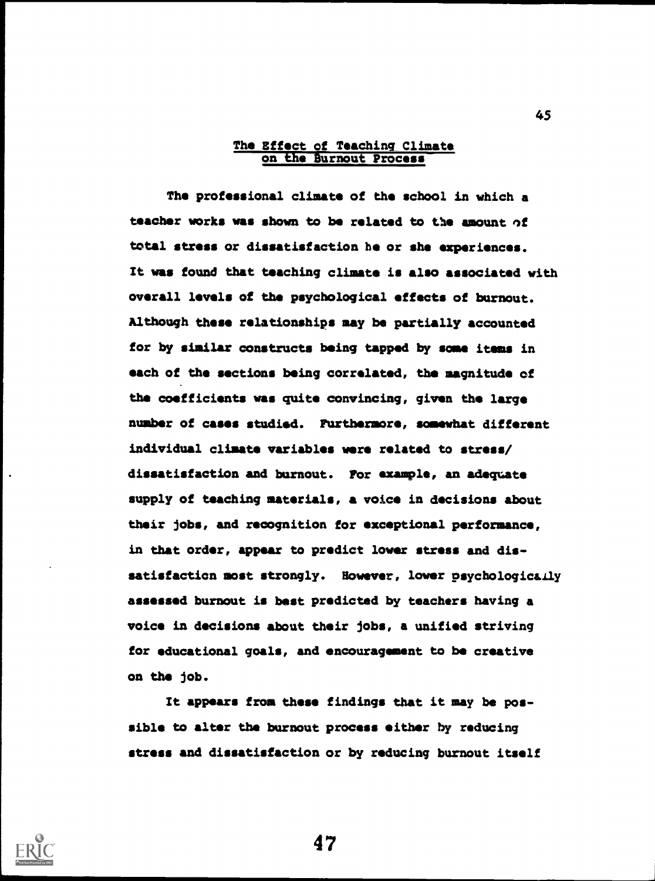## The Effect of Teaching Climate on the Burnout Process

The professional climate of the school in which a teacher works was shown to be related to the amount of total stress or dissatisfaction he or she experiences. It was found that teaching climate is also associated with overall levels of the psychological effects of burnout. Although these relationships may be partially accounted for by similar constructs being tapped by some items in each of the sections being correlated, the magnitude of the coefficients was quite convincing, given the large number of cases studied. Furthermore, somewhat different individual climate variables were related to stress/dissatisfaction and burnout. For example, an adequate supply of teaching materials, a voice in decisions about their jobs, and recognition for exceptional performance, in that order, appear to predict lower stress and dissatisfaction most strongly. However, lower psychologically assessed burnout is best predicted by teachers having a voice in decisions about their jobs, a unified striving for educational goals, and encouragement to be creative on the job.

It appears from these findings that it may be possible to alter the burnout process either by reducing stress and dissatisfaction or by reducing burnout itself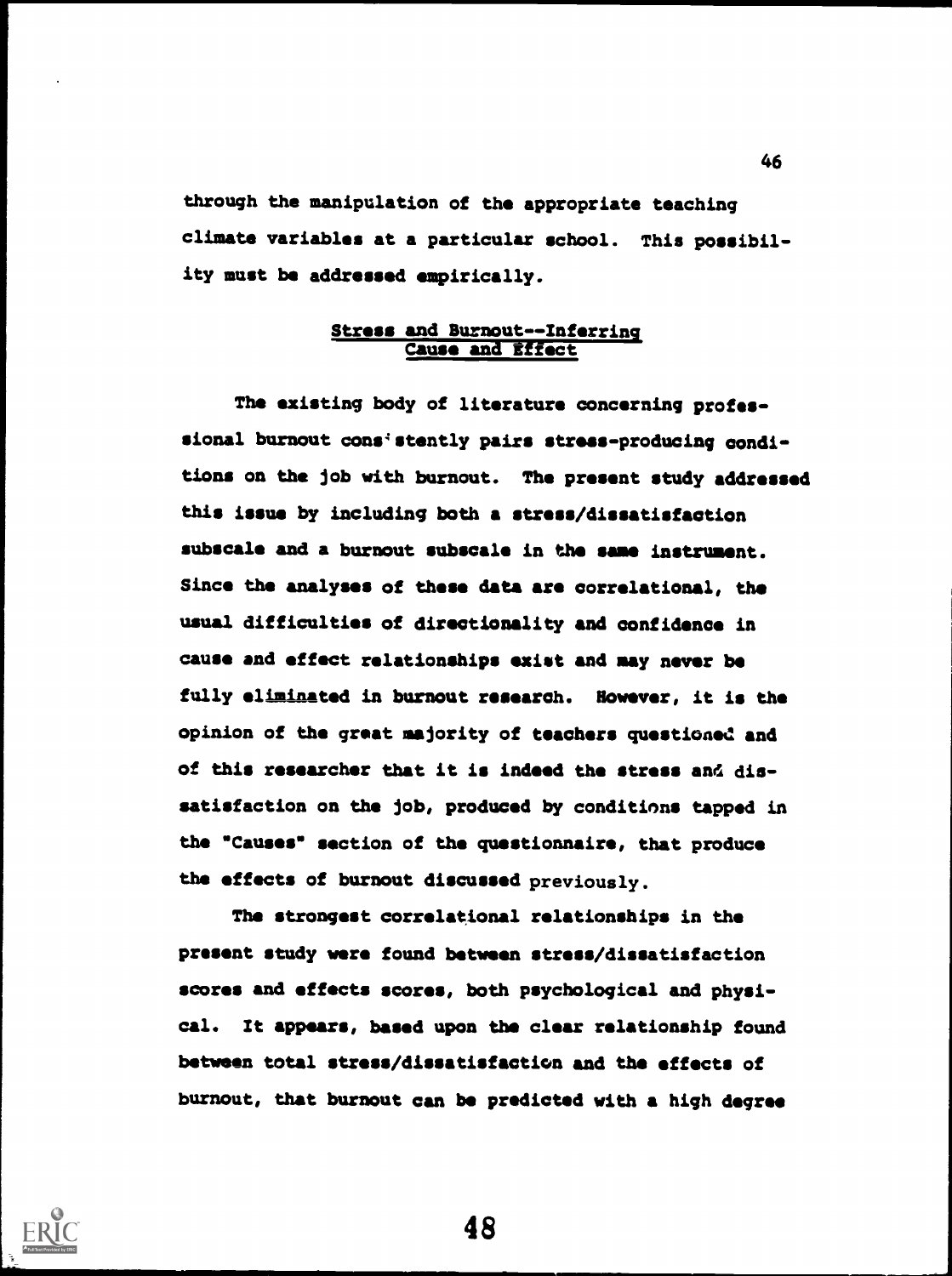through the manipulation of the appropriate teaching climate variables at a particular school. This possibility must be addressed empirically.

### Stress and Burnout--Inferring Cause and Effect

The existing body of literature concerning professional burnout consistently pairs stress-producing conditions on the job with burnout. The present study addressed this issue by including both a stress/dissatisfaction subscale and a burnout subscale in the same instrument. Since the analyses of these data are correlational, the usual difficulties of directionality and confidence in cause and effect relationships exist and may never be fully eliminated in burnout research. However, it is the opinion of the great majority of teachers questioned and of this researcher that it is indeed the stress and dissatisfaction on the job, produced by conditions tapped in the "Causes" section of the questionnaire, that produce the effects of burnout discussed previously.

The strongest correlational relationships in the present study were found between stress/dissatisfaction scores and effects scores, both psychological and physical. It appears, based upon the clear relationship found between total stress/dissatisfaction and the effects of burnout, that burnout can be predicted with a high degree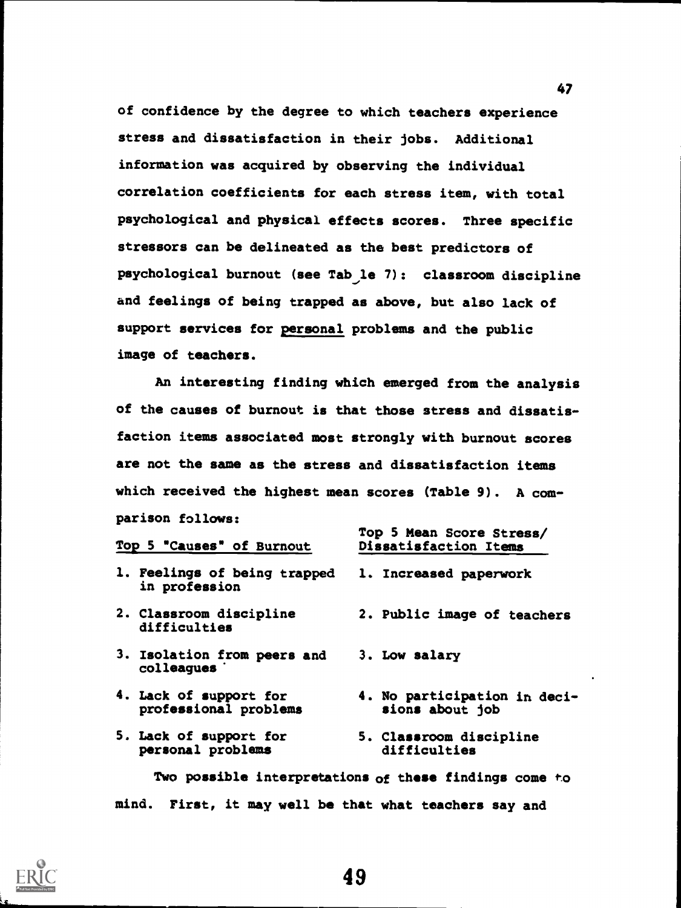of confidence by the degree to which teachers experience stress and dissatisfaction in their jobs. Additional information was acquired by observing the individual correlation coefficients for each stress item, with total psychological and physical effects scores. Three specific stressors can be delineated as the best predictors of psychological burnout (see Table 7): classroom discipline and feelings of being trapped as above, but also lack of support services for <u>personal</u> problems and the public image of teachers.

An interesting finding which emerged from the analysis of the causes of burnout is that those stress and dissatisfaction items associated most strongly with burnout scores are not the same as the stress and dissatisfaction items which received the highest mean scores (Table 9). A comparison follows:

| Top 5 "Causes" of Burnout | Top 5 Mean Score Stress/ Dissatisfaction Items |
|---|---|
| 1. Feelings of being trapped in profession | 1. Increased paperwork |
| 2. Classroom discipline difficulties | 2. Public image of teachers |
| 3. Isolation from peers and colleagues | 3. Low salary |
| 4. Lack of support for professional problems | 4. No participation in decisions about job |
| 5. Lack of support for personal problems | 5. Classroom discipline difficulties |

Two possible interpretations of these findings come to mind. First, it may well be that what teachers say and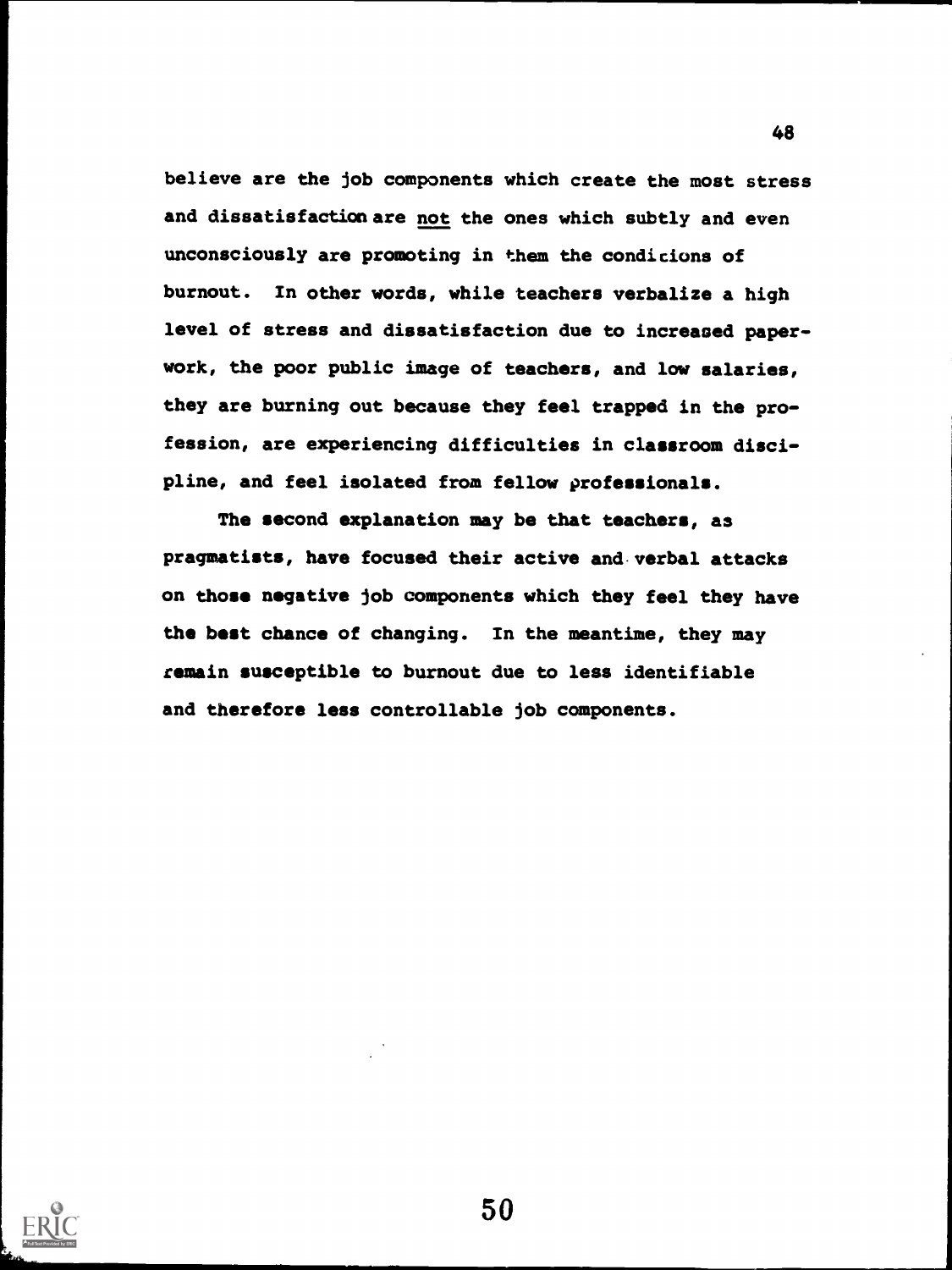believe are the job components which create the most stress and dissatisfaction are not the ones which subtly and even unconsciously are promoting in them the conditions of burnout. In other words, while teachers verbalize a high level of stress and dissatisfaction due to increased paperwork, the poor public image of teachers, and low salaries, they are burning out because they feel trapped in the profession, are experiencing difficulties in classroom discipline, and feel isolated from fellow professionals.

The second explanation may be that teachers, as pragmatists, have focused their active and verbal attacks on those negative job components which they feel they have the best chance of changing. In the meantime, they may remain susceptible to burnout due to less identifiable and therefore less controllable job components.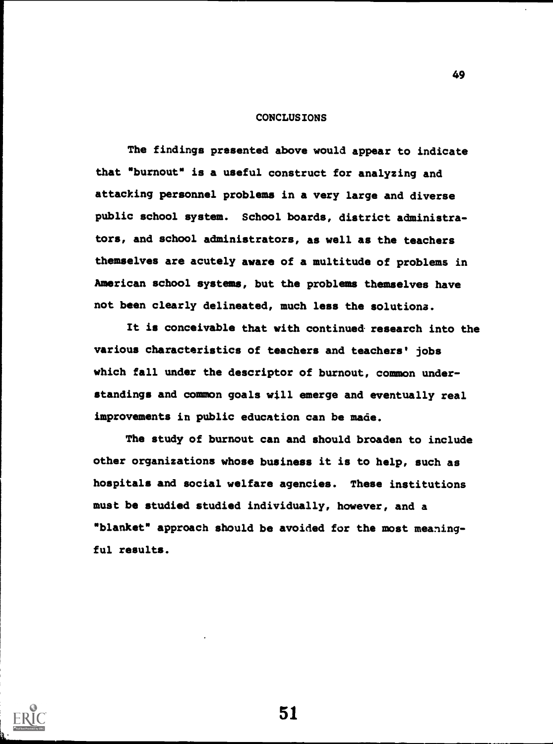## CONCLUSIONS

The findings presented above would appear to indicate that "burnout" is a useful construct for analyzing and attacking personnel problems in a very large and diverse public school system. School boards, district administrators, and school administrators, as well as the teachers themselves are acutely aware of a multitude of problems in American school systems, but the problems themselves have not been clearly delineated, much less the solutions.

It is conceivable that with continued research into the various characteristics of teachers and teachers' jobs which fall under the descriptor of burnout, common understandings and common goals will emerge and eventually real improvements in public education can be made.

The study of burnout can and should broaden to include other organizations whose business it is to help, such as hospitals and social welfare agencies. These institutions must be studied studied individually, however, and a "blanket" approach should be avoided for the most meaningful results.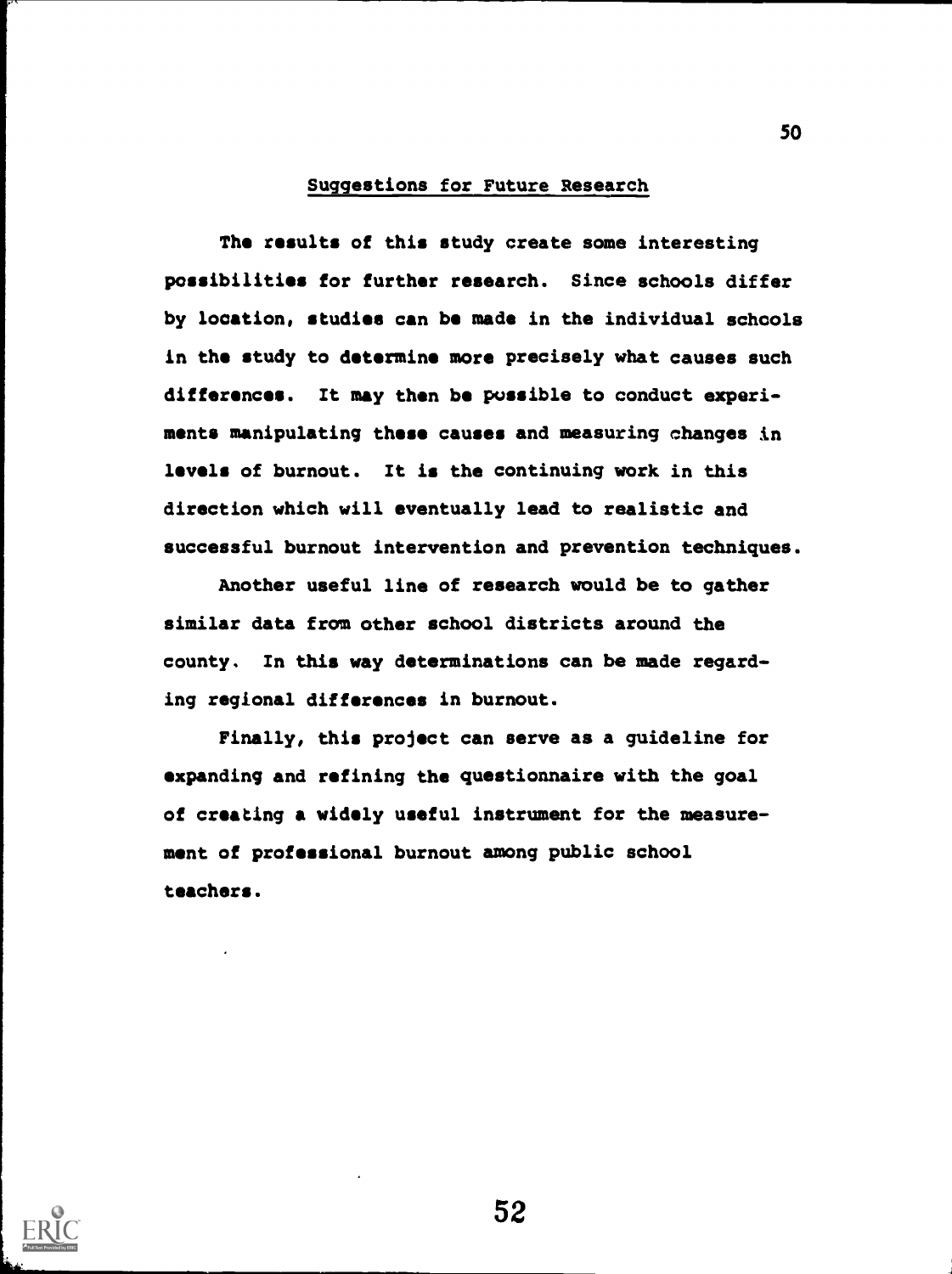## Suggestions for Future Research

The results of this study create some interesting possibilities for further research. Since schools differ by location, studies can be made in the individual schools in the study to determine more precisely what causes such differences. It may then be possible to conduct experiments manipulating these causes and measuring changes in levels of burnout. It is the continuing work in this direction which will eventually lead to realistic and successful burnout intervention and prevention techniques.

Another useful line of research would be to gather similar data from other school districts around the county. In this way determinations can be made regarding regional differences in burnout.

Finally, this project can serve as a guideline for expanding and refining the questionnaire with the goal of creating a widely useful instrument for the measurement of professional burnout among public school teachers.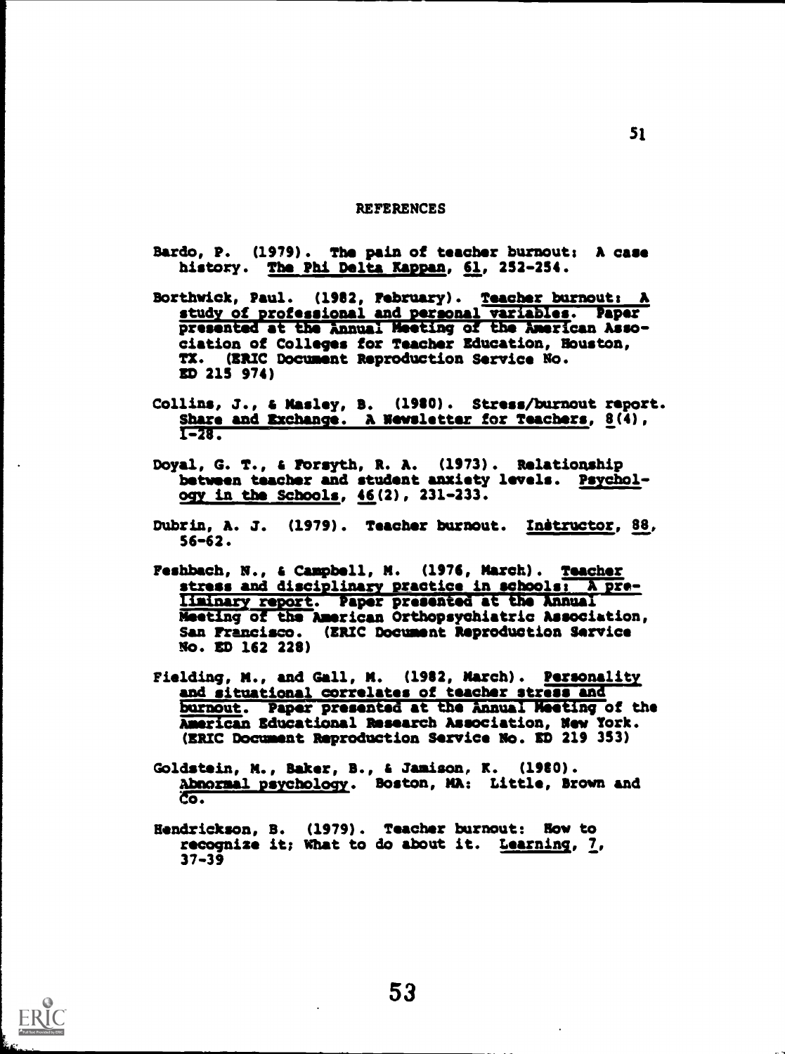## REFERENCES

Bardo, P. (1979). The pain of teacher burnout: A case history. *The Phi Delta Kappan*, *61*, 252-254.

Borthwick, Paul. (1982, February). *Teacher burnout: A study of professional and personal variables*. Paper presented at the Annual Meeting of the American Association of Colleges for Teacher Education, Houston, TX. (ERIC Document Reproduction Service No. ED 215 974)

Collins, J., & Masley, B. (1980). Stress/burnout report. *Share and Exchange. A Newsletter for Teachers*, *8*(4), 1-28.

Doyal, G. T., & Forsyth, R. A. (1973). Relationship between teacher and student anxiety levels. *Psychology in the Schools*, *46*(2), 231-233.

Dubrin, A. J. (1979). Teacher burnout. *Instructor*, *88*, 56-62.

Feshbach, N., & Campbell, M. (1976, March). *Teacher stress and disciplinary practice in schools: A preliminary report*. Paper presented at the Annual Meeting of the American Orthopsychiatric Association, San Francisco. (ERIC Document Reproduction Service No. ED 162 228)

Fielding, M., and Gall, M. (1982, March). *Personality and situational correlates of teacher stress and burnout*. Paper presented at the Annual Meeting of the American Educational Research Association, New York. (ERIC Document Reproduction Service No. ED 219 353)

Goldstein, M., Baker, B., & Jamison, K. (1980). *Abnormal psychology*. Boston, MA: Little, Brown and Co.

Hendrickson, B. (1979). Teacher burnout: How to recognize it; What to do about it. *Learning*, *7*, 37-39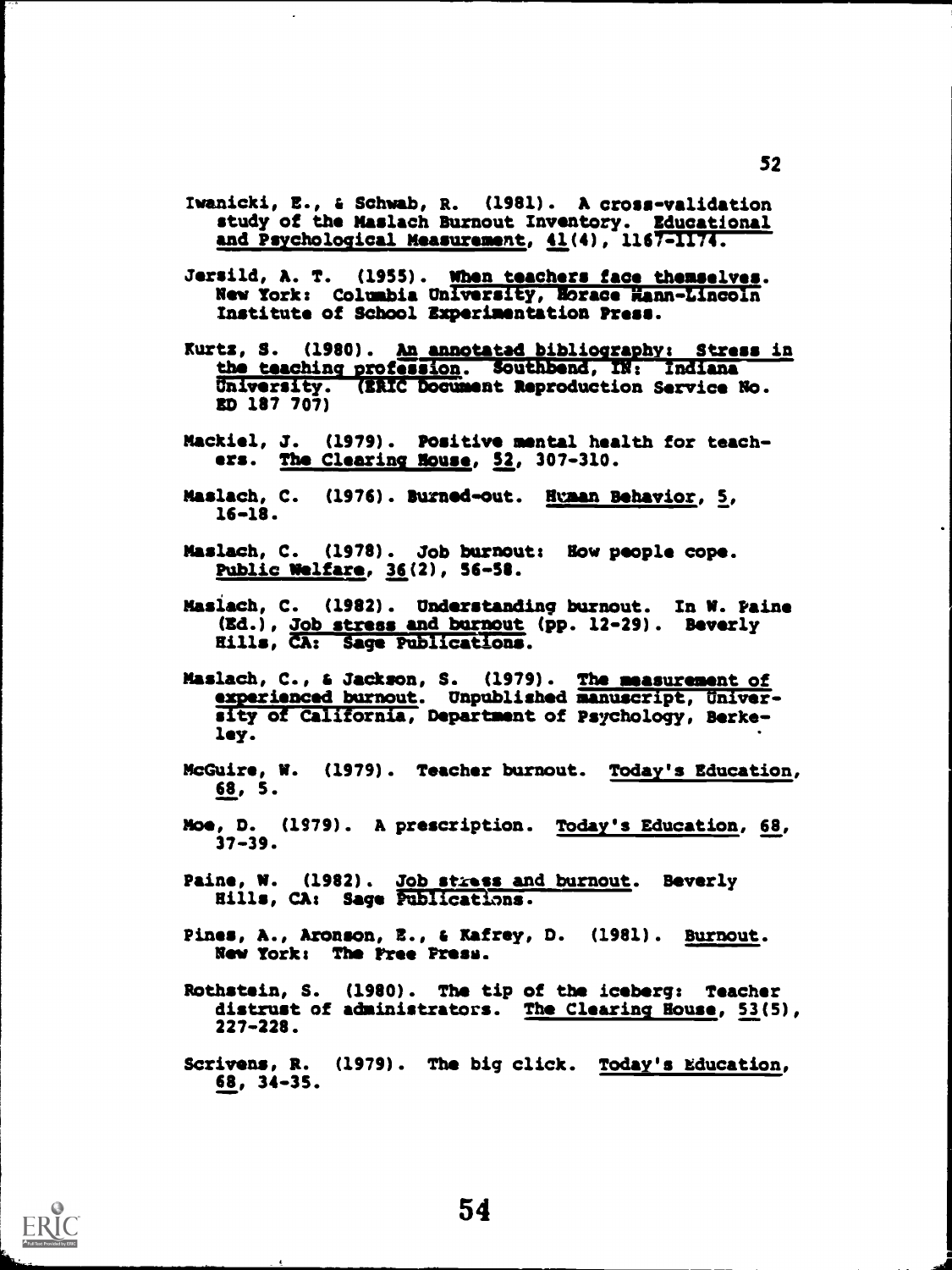Iwanicki, E., & Schwab, R. (1981). A cross-validation study of the Maslach Burnout Inventory. Educational and Psychological Measurement, 41(4), 1167-1174.

Jersild, A. T. (1955). When teachers face themselves. New York: Columbia University, Horace Mann-Lincoln Institute of School Experimentation Press.

Kurtz, S. (1980). An annotated bibliography: Stress in the teaching profession. Southbend, IN: Indiana University. (ERIC Document Reproduction Service No. ED 187 707)

Mackiel, J. (1979). Positive mental health for teachers. The Clearing House, 52, 307-310.

Maslach, C. (1976). Burned-out. Human Behavior, 5, 16-18.

Maslach, C. (1978). Job burnout: How people cope. Public Welfare, 36(2), 56-58.

Maslach, C. (1982). Understanding burnout. In W. Paine (Ed.), Job stress and burnout (pp. 12-29). Beverly Hills, CA: Sage Publications.

Maslach, C., & Jackson, S. (1979). The measurement of experienced burnout. Unpublished manuscript, University of California, Department of Psychology, Berkeley.

McGuire, W. (1979). Teacher burnout. Today's Education, 68, 5.

Moe, D. (1979). A prescription. Today's Education, 68, 37-39.

Paine, W. (1982). Job stress and burnout. Beverly Hills, CA: Sage Publications.

Pines, A., Aronson, E., & Kafrey, D. (1981). Burnout. New York: The Free Press.

Rothstein, S. (1980). The tip of the iceberg: Teacher distrust of administrators. The Clearing House, 53(5), 227-228.

Scrivens, R. (1979). The big click. Today's Education, 68, 34-35.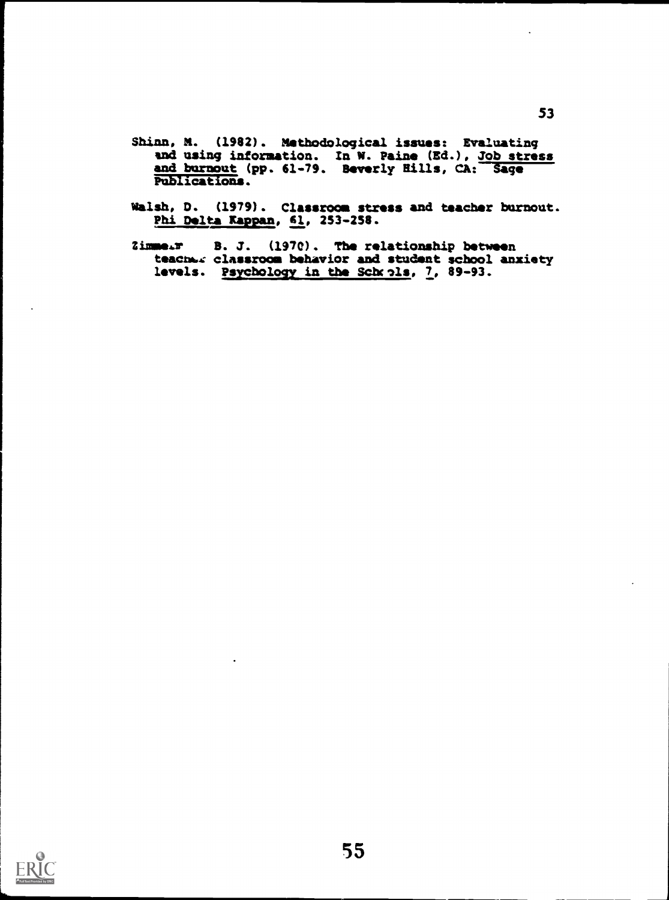Shinn, M. (1982). Methodological issues: Evaluating and using information. In W. Paine (Ed.), Job stress and burnout (pp. 61-79. Beverly Hills, CA: Sage Publications.

Walsh, D. (1979). Classroom stress and teacher burnout. Phi Delta Kappan, 61, 253-258.

Zimmer B. J. (1970). The relationship between teacher classroom behavior and student school anxiety levels. Psychology in the Schools, 7, 89-93.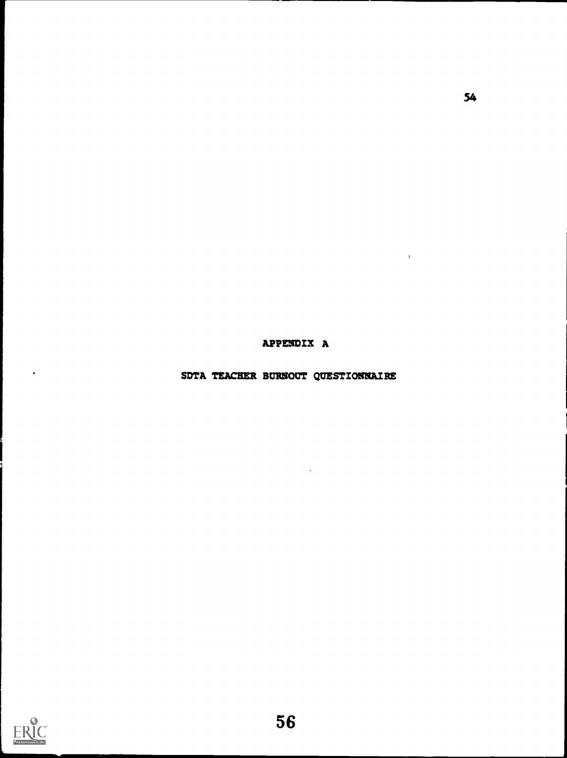# APPENDIX A

## SDTA TEACHER BURNOUT QUESTIONNAIRE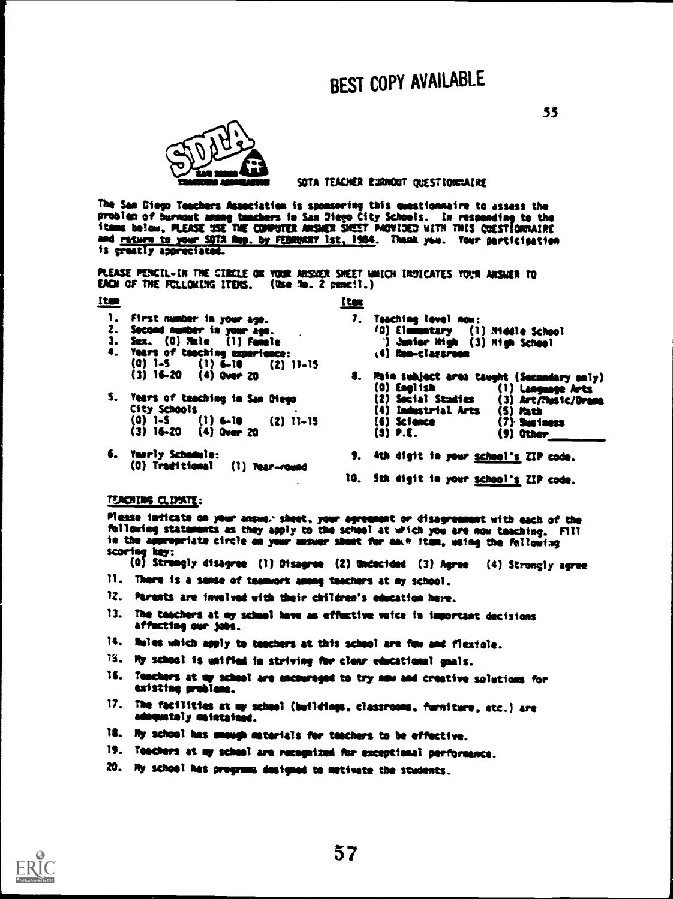BEST COPY AVAILABLE

SDTA TEACHER BURNOUT QUESTIONNAIRE

The San Diego Teachers Association is sponsoring this questionnaire to assess the problem of burnout among teachers in San Diego City Schools. In responding to the items below, PLEASE USE THE COMPUTER ANSWER SHEET PROVIDED WITH THIS QUESTIONNAIRE and return to your SDTA Rep. by FEBRUARY 1st, 1984. Thank you. Your participation is greatly appreciated.

PLEASE PENCIL-IN THE CIRCLE ON YOUR ANSWER SHEET WHICH INDICATES YOUR ANSWER TO EACH OF THE FOLLOWING ITEMS. (Use No. 2 pencil.)

**Item**

1. First number in your age.
2. Second number in your age.
3. Sex. (0) Male (1) Female
4. Years of teaching experience:
   (0) 1-5 (1) 6-10 (2) 11-15
   (3) 16-20 (4) Over 20
5. Years of teaching in San Diego City Schools
   (0) 1-5 (1) 6-10 (2) 11-15
   (3) 16-20 (4) Over 20
6. Yearly Schedule:
   (0) Traditional (1) Year-round

**Item**

7. Teaching level now:
   (0) Elementary (1) Middle School
   (2) Junior High (3) High School
   (4) Non-classroom
8. Main subject area taught (Secondary only)
   (0) English (1) Language Arts
   (2) Social Studies (3) Art/Music/Drama
   (4) Industrial Arts (5) Math
   (6) Science (7) Business
   (8) P.E. (9) Other________
9. 4th digit in your school's ZIP code.
10. 5th digit in your school's ZIP code.

TEACHING CLIMATE:

Please indicate on your answer sheet, your agreement or disagreement with each of the following statements as they apply to the school at which you are now teaching. Fill in the appropriate circle on your answer sheet for each item, using the following scoring key:

(0) Strongly disagree (1) Disagree (2) Undecided (3) Agree (4) Strongly agree

11. There is a sense of teamwork among teachers at my school.
12. Parents are involved with their children's education here.
13. The teachers at my school have an effective voice in important decisions affecting our jobs.
14. Rules which apply to teachers at this school are few and flexible.
15. My school is unified in striving for clear educational goals.
16. Teachers at my school are encouraged to try new and creative solutions for existing problems.
17. The facilities at my school (buildings, classrooms, furniture, etc.) are adequately maintained.
18. My school has enough materials for teachers to be effective.
19. Teachers at my school are recognized for exceptional performance.
20. My school has programs designed to motivate the students.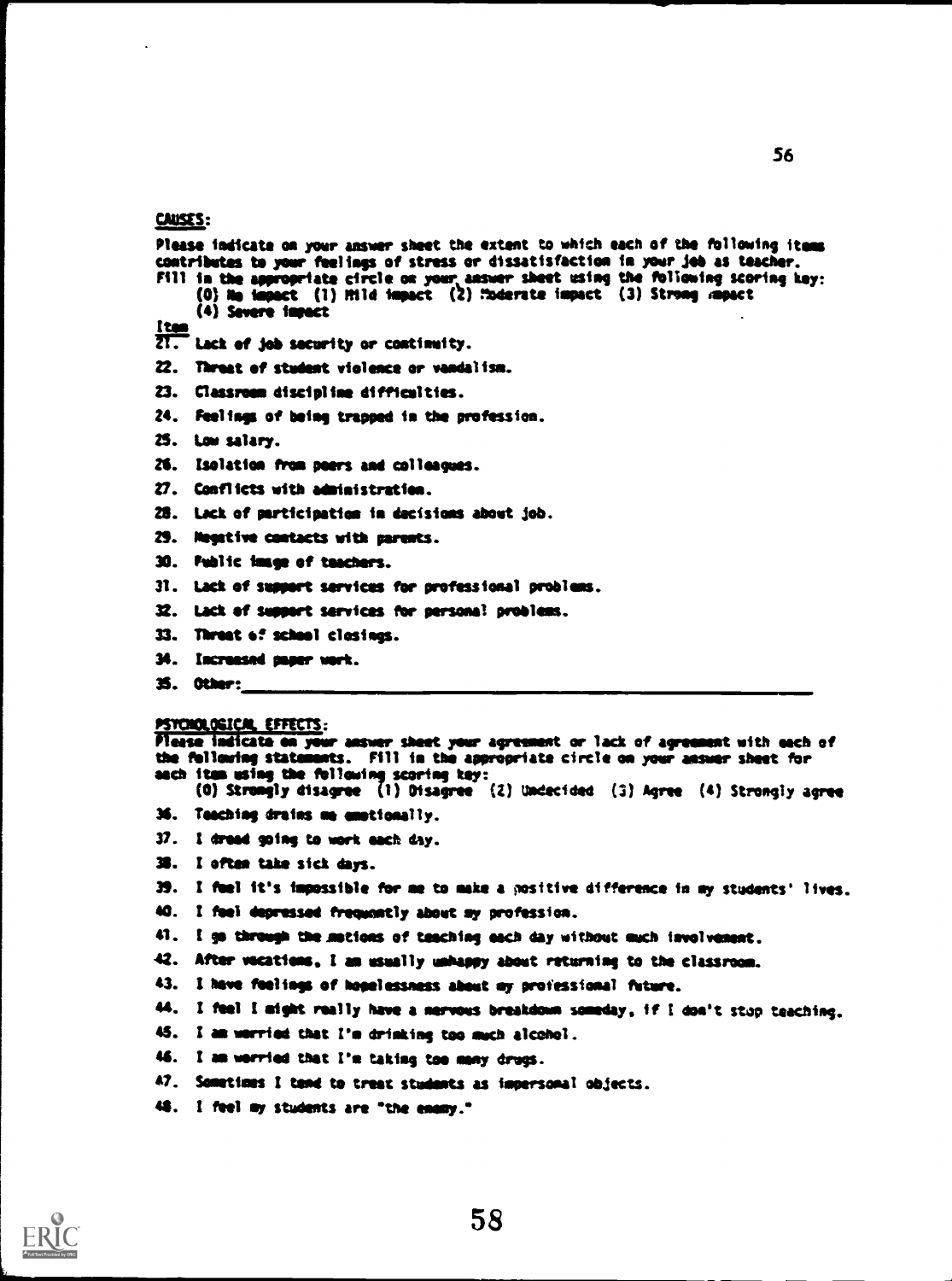## CAUSES:

Please indicate on your answer sheet the extent to which each of the following items contributes to your feelings of stress or dissatisfaction in your job as teacher. Fill in the appropriate circle on your answer sheet using the following scoring key:
(0) No impact (1) Mild impact (2) Moderate impact (3) Strong impact
(4) Severe impact

Item

21. Lack of job security or continuity.
22. Threat of student violence or vandalism.
23. Classroom discipline difficulties.
24. Feelings of being trapped in the profession.
25. Low salary.
26. Isolation from peers and colleagues.
27. Conflicts with administration.
28. Lack of participation in decisions about job.
29. Negative contacts with parents.
30. Public image of teachers.
31. Lack of support services for professional problems.
32. Lack of support services for personal problems.
33. Threat of school closings.
34. Increased paper work.
35. Other: ______________________________

## PSYCHOLOGICAL EFFECTS:

Please indicate on your answer sheet your agreement or lack of agreement with each of the following statements. Fill in the appropriate circle on your answer sheet for each item using the following scoring key:
(0) Strongly disagree (1) Disagree (2) Undecided (3) Agree (4) Strongly agree

36. Teaching drains me emotionally.
37. I dread going to work each day.
38. I often take sick days.
39. I feel it's impossible for me to make a positive difference in my students' lives.
40. I feel depressed frequently about my profession.
41. I go through the motions of teaching each day without much involvement.
42. After vacations, I am usually unhappy about returning to the classroom.
43. I have feelings of hopelessness about my professional future.
44. I feel I might really have a nervous breakdown someday, if I don't stop teaching.
45. I am worried that I'm drinking too much alcohol.
46. I am worried that I'm taking too many drugs.
47. Sometimes I tend to treat students as impersonal objects.
48. I feel my students are "the enemy."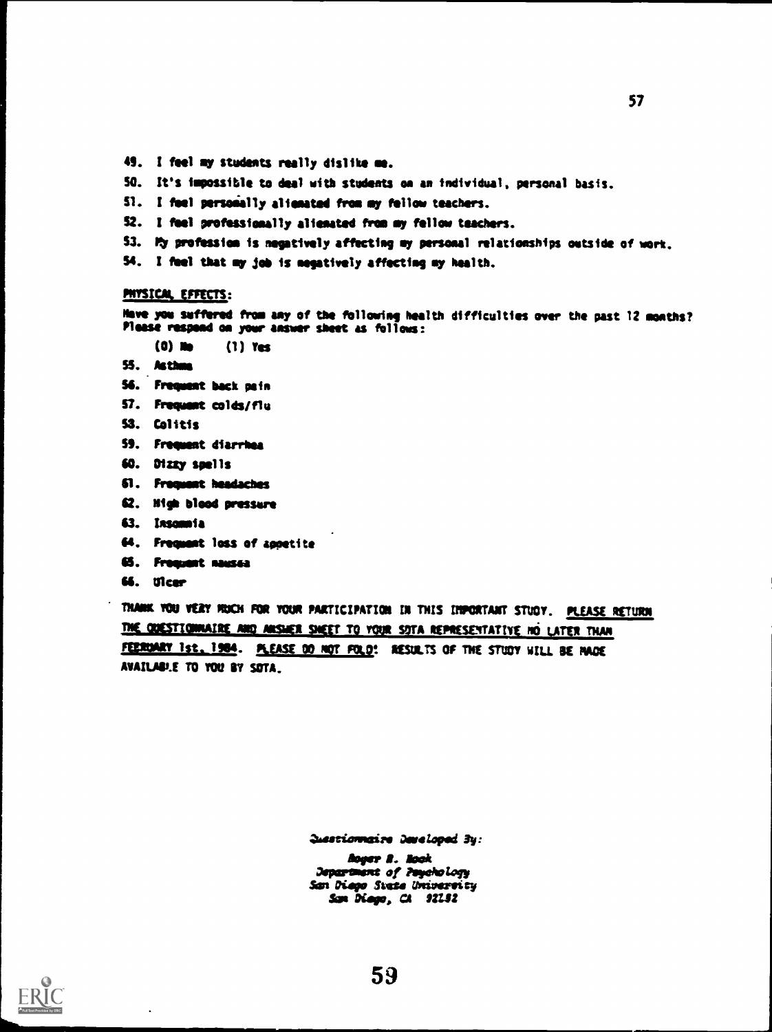49. I feel my students really dislike me.
50. It's impossible to deal with students on an individual, personal basis.
51. I feel personally alienated from my fellow teachers.
52. I feel professionally alienated from my fellow teachers.
53. My profession is negatively affecting my personal relationships outside of work.
54. I feel that my job is negatively affecting my health.

PHYSICAL EFFECTS:

Have you suffered from any of the following health difficulties over the past 12 months? Please respond on your answer sheet as follows:

(0) No (1) Yes

55. Asthma
56. Frequent back pain
57. Frequent colds/flu
58. Colitis
59. Frequent diarrhea
60. Dizzy spells
61. Frequent headaches
62. High blood pressure
63. Insomnia
64. Frequent loss of appetite
65. Frequent nausea
66. Ulcer

THANK YOU VERY MUCH FOR YOUR PARTICIPATION IN THIS IMPORTANT STUDY. PLEASE RETURN THE QUESTIONNAIRE AND ANSWER SHEET TO YOUR SDTA REPRESENTATIVE NO LATER THAN FEBRUARY 1st, 1984. PLEASE DO NOT FOLD! RESULTS OF THE STUDY WILL BE MADE AVAILABLE TO YOU BY SDTA.

*Questionnaire Developed By:*

*Roger R. Hock*
*Department of Psychology*
*San Diego State University*
*San Diego, CA 92182*